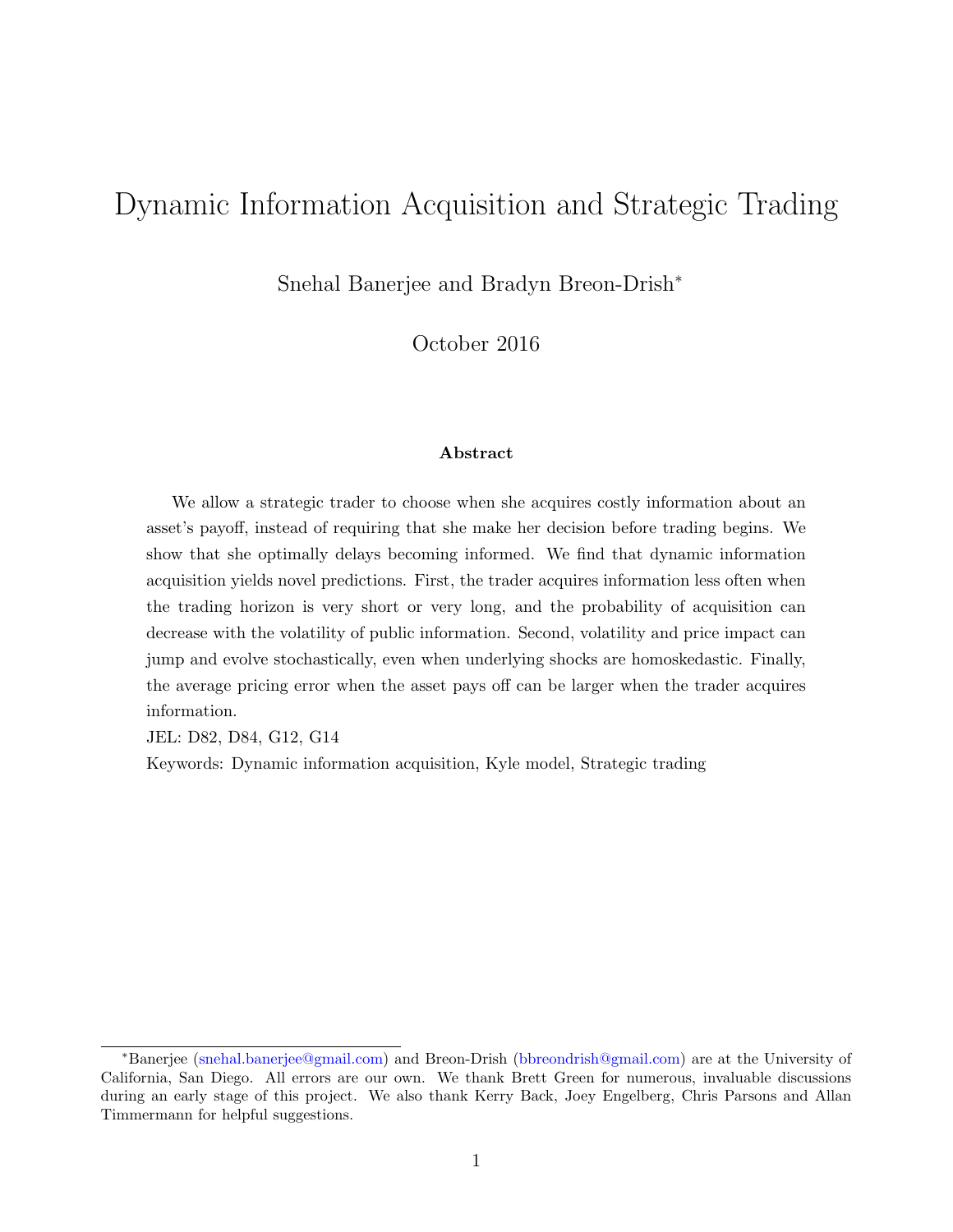# Dynamic Information Acquisition and Strategic Trading

Snehal Banerjee and Bradyn Breon-Drish*

October 2016

### Abstract

We allow a strategic trader to choose when she acquires costly information about an asset's payoff, instead of requiring that she make her decision before trading begins. We show that she optimally delays becoming informed. We find that dynamic information acquisition yields novel predictions. First, the trader acquires information less often when the trading horizon is very short or very long, and the probability of acquisition can decrease with the volatility of public information. Second, volatility and price impact can jump and evolve stochastically, even when underlying shocks are homoskedastic. Finally, the average pricing error when the asset pays off can be larger when the trader acquires information.

JEL: D82, D84, G12, G14

Keywords: Dynamic information acquisition, Kyle model, Strategic trading

---

*Banerjee (snehal.banerjee@gmail.com) and Breon-Drish (bbreondrish@gmail.com) are at the University of California, San Diego. All errors are our own. We thank Brett Green for numerous, invaluable discussions during an early stage of this project. We also thank Kerry Back, Joey Engelberg, Chris Parsons and Allan Timmermann for helpful suggestions.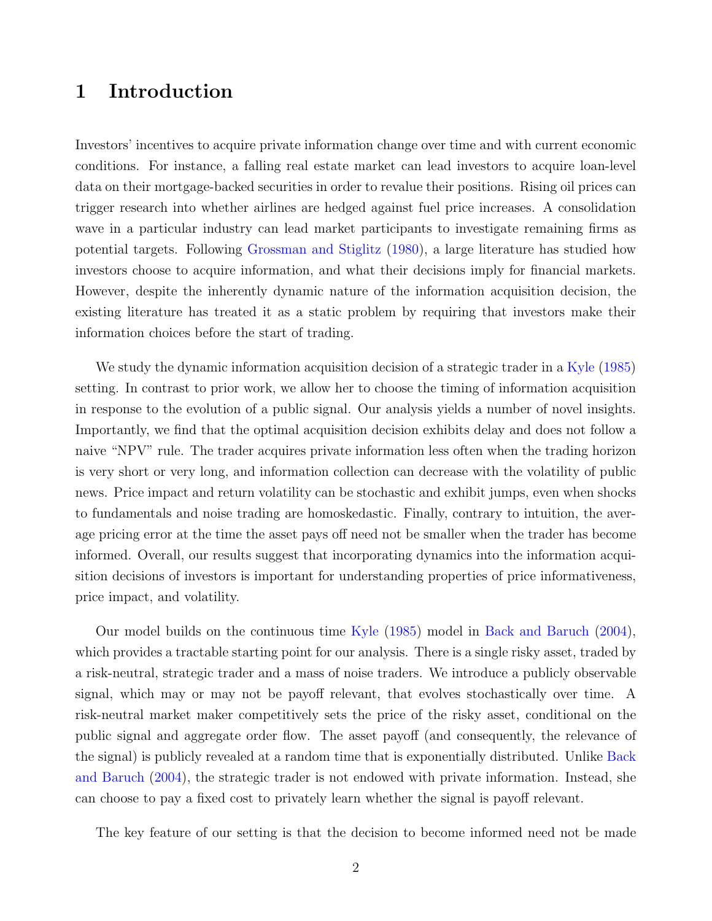# 1 Introduction

Investors' incentives to acquire private information change over time and with current economic conditions. For instance, a falling real estate market can lead investors to acquire loan-level data on their mortgage-backed securities in order to revalue their positions. Rising oil prices can trigger research into whether airlines are hedged against fuel price increases. A consolidation wave in a particular industry can lead market participants to investigate remaining firms as potential targets. Following Grossman and Stiglitz (1980), a large literature has studied how investors choose to acquire information, and what their decisions imply for financial markets. However, despite the inherently dynamic nature of the information acquisition decision, the existing literature has treated it as a static problem by requiring that investors make their information choices before the start of trading.

We study the dynamic information acquisition decision of a strategic trader in a Kyle (1985) setting. In contrast to prior work, we allow her to choose the timing of information acquisition in response to the evolution of a public signal. Our analysis yields a number of novel insights. Importantly, we find that the optimal acquisition decision exhibits delay and does not follow a naive "NPV" rule. The trader acquires private information less often when the trading horizon is very short or very long, and information collection can decrease with the volatility of public news. Price impact and return volatility can be stochastic and exhibit jumps, even when shocks to fundamentals and noise trading are homoskedastic. Finally, contrary to intuition, the average pricing error at the time the asset pays off need not be smaller when the trader has become informed. Overall, our results suggest that incorporating dynamics into the information acquisition decisions of investors is important for understanding properties of price informativeness, price impact, and volatility.

Our model builds on the continuous time Kyle (1985) model in Back and Baruch (2004), which provides a tractable starting point for our analysis. There is a single risky asset, traded by a risk-neutral, strategic trader and a mass of noise traders. We introduce a publicly observable signal, which may or may not be payoff relevant, that evolves stochastically over time. A risk-neutral market maker competitively sets the price of the risky asset, conditional on the public signal and aggregate order flow. The asset payoff (and consequently, the relevance of the signal) is publicly revealed at a random time that is exponentially distributed. Unlike Back and Baruch (2004), the strategic trader is not endowed with private information. Instead, she can choose to pay a fixed cost to privately learn whether the signal is payoff relevant.

The key feature of our setting is that the decision to become informed need not be made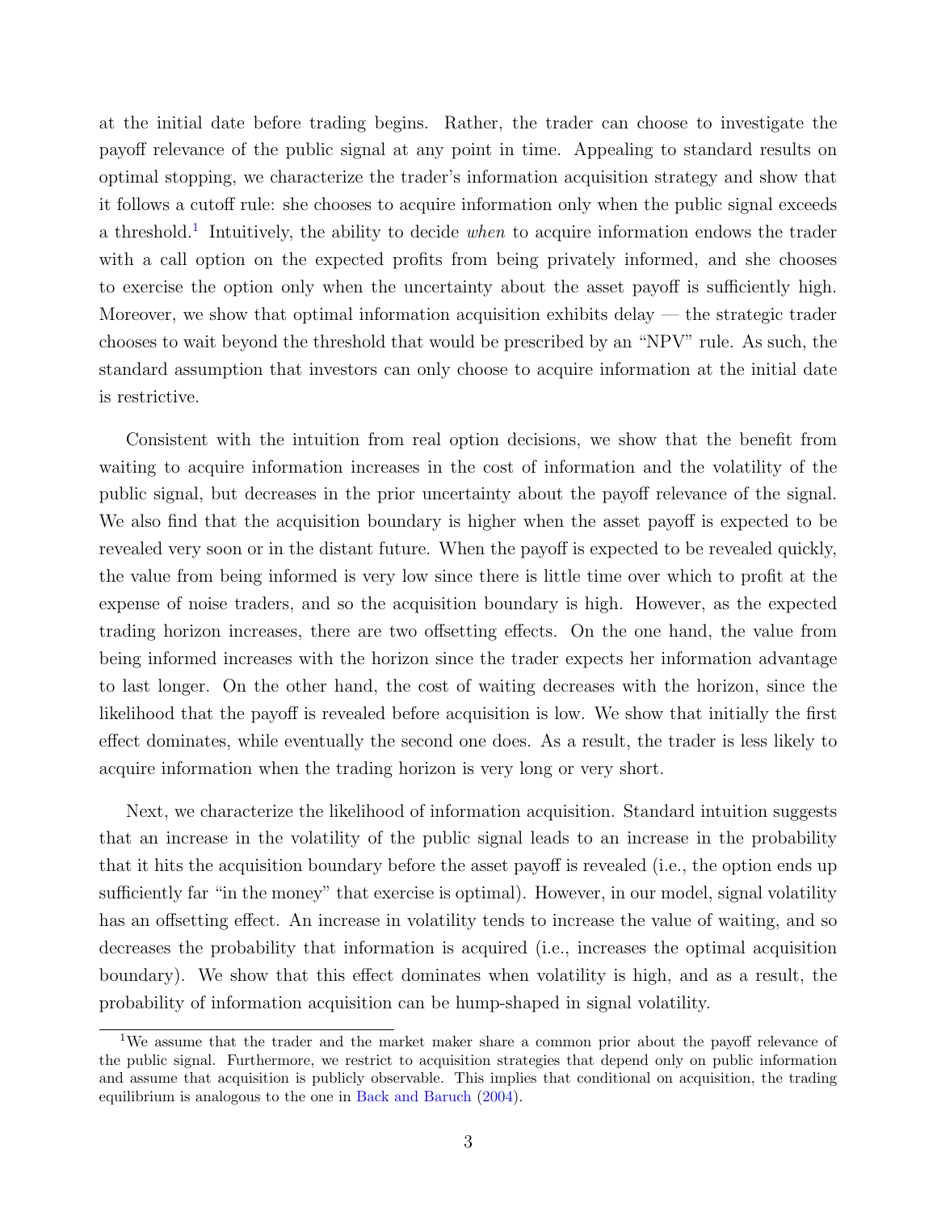at the initial date before trading begins. Rather, the trader can choose to investigate the payoff relevance of the public signal at any point in time. Appealing to standard results on optimal stopping, we characterize the trader's information acquisition strategy and show that it follows a cutoff rule: she chooses to acquire information only when the public signal exceeds a threshold.[1] Intuitively, the ability to decide *when* to acquire information endows the trader with a call option on the expected profits from being privately informed, and she chooses to exercise the option only when the uncertainty about the asset payoff is sufficiently high. Moreover, we show that optimal information acquisition exhibits delay — the strategic trader chooses to wait beyond the threshold that would be prescribed by an "NPV" rule. As such, the standard assumption that investors can only choose to acquire information at the initial date is restrictive.

Consistent with the intuition from real option decisions, we show that the benefit from waiting to acquire information increases in the cost of information and the volatility of the public signal, but decreases in the prior uncertainty about the payoff relevance of the signal. We also find that the acquisition boundary is higher when the asset payoff is expected to be revealed very soon or in the distant future. When the payoff is expected to be revealed quickly, the value from being informed is very low since there is little time over which to profit at the expense of noise traders, and so the acquisition boundary is high. However, as the expected trading horizon increases, there are two offsetting effects. On the one hand, the value from being informed increases with the horizon since the trader expects her information advantage to last longer. On the other hand, the cost of waiting decreases with the horizon, since the likelihood that the payoff is revealed before acquisition is low. We show that initially the first effect dominates, while eventually the second one does. As a result, the trader is less likely to acquire information when the trading horizon is very long or very short.

Next, we characterize the likelihood of information acquisition. Standard intuition suggests that an increase in the volatility of the public signal leads to an increase in the probability that it hits the acquisition boundary before the asset payoff is revealed (i.e., the option ends up sufficiently far "in the money" that exercise is optimal). However, in our model, signal volatility has an offsetting effect. An increase in volatility tends to increase the value of waiting, and so decreases the probability that information is acquired (i.e., increases the optimal acquisition boundary). We show that this effect dominates when volatility is high, and as a result, the probability of information acquisition can be hump-shaped in signal volatility.

[1] We assume that the trader and the market maker share a common prior about the payoff relevance of the public signal. Furthermore, we restrict to acquisition strategies that depend only on public information and assume that acquisition is publicly observable. This implies that conditional on acquisition, the trading equilibrium is analogous to the one in Back and Baruch (2004).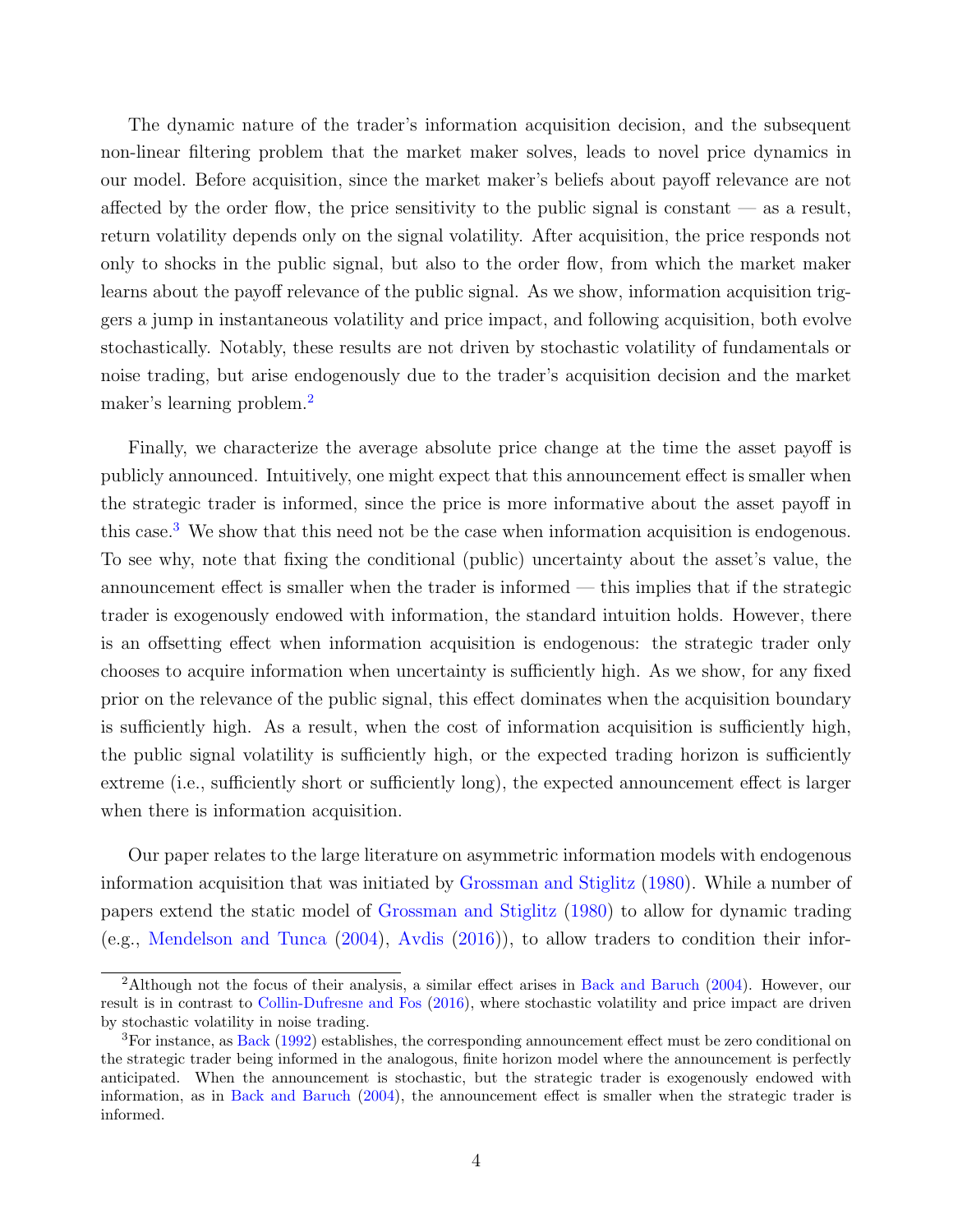The dynamic nature of the trader's information acquisition decision, and the subsequent non-linear filtering problem that the market maker solves, leads to novel price dynamics in our model. Before acquisition, since the market maker's beliefs about payoff relevance are not affected by the order flow, the price sensitivity to the public signal is constant — as a result, return volatility depends only on the signal volatility. After acquisition, the price responds not only to shocks in the public signal, but also to the order flow, from which the market maker learns about the payoff relevance of the public signal. As we show, information acquisition triggers a jump in instantaneous volatility and price impact, and following acquisition, both evolve stochastically. Notably, these results are not driven by stochastic volatility of fundamentals or noise trading, but arise endogenously due to the trader's acquisition decision and the market maker's learning problem.[2]

Finally, we characterize the average absolute price change at the time the asset payoff is publicly announced. Intuitively, one might expect that this announcement effect is smaller when the strategic trader is informed, since the price is more informative about the asset payoff in this case.[3] We show that this need not be the case when information acquisition is endogenous. To see why, note that fixing the conditional (public) uncertainty about the asset's value, the announcement effect is smaller when the trader is informed — this implies that if the strategic trader is exogenously endowed with information, the standard intuition holds. However, there is an offsetting effect when information acquisition is endogenous: the strategic trader only chooses to acquire information when uncertainty is sufficiently high. As we show, for any fixed prior on the relevance of the public signal, this effect dominates when the acquisition boundary is sufficiently high. As a result, when the cost of information acquisition is sufficiently high, the public signal volatility is sufficiently high, or the expected trading horizon is sufficiently extreme (i.e., sufficiently short or sufficiently long), the expected announcement effect is larger when there is information acquisition.

Our paper relates to the large literature on asymmetric information models with endogenous information acquisition that was initiated by Grossman and Stiglitz (1980). While a number of papers extend the static model of Grossman and Stiglitz (1980) to allow for dynamic trading (e.g., Mendelson and Tunca (2004), Avdis (2016)), to allow traders to condition their infor-

[2] Although not the focus of their analysis, a similar effect arises in Back and Baruch (2004). However, our result is in contrast to Collin-Dufresne and Fos (2016), where stochastic volatility and price impact are driven by stochastic volatility in noise trading.

[3] For instance, as Back (1992) establishes, the corresponding announcement effect must be zero conditional on the strategic trader being informed in the analogous, finite horizon model where the announcement is perfectly anticipated. When the announcement is stochastic, but the strategic trader is exogenously endowed with information, as in Back and Baruch (2004), the announcement effect is smaller when the strategic trader is informed.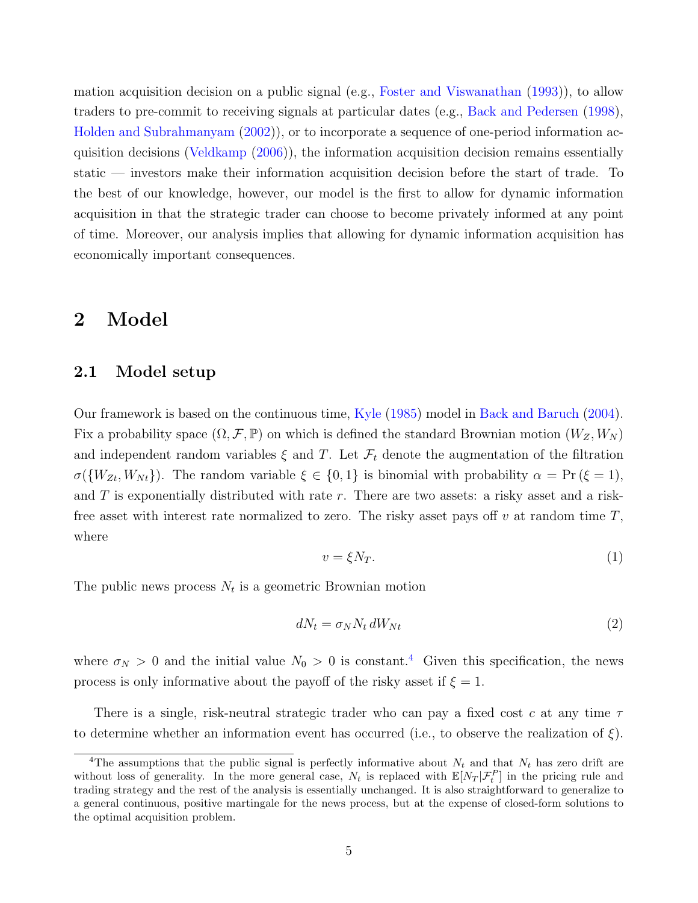mation acquisition decision on a public signal (e.g., Foster and Viswanathan (1993)), to allow traders to pre-commit to receiving signals at particular dates (e.g., Back and Pedersen (1998), Holden and Subrahmanyam (2002)), or to incorporate a sequence of one-period information acquisition decisions (Veldkamp (2006)), the information acquisition decision remains essentially static — investors make their information acquisition decision before the start of trade. To the best of our knowledge, however, our model is the first to allow for dynamic information acquisition in that the strategic trader can choose to become privately informed at any point of time. Moreover, our analysis implies that allowing for dynamic information acquisition has economically important consequences.

## 2 Model

### 2.1 Model setup

Our framework is based on the continuous time, Kyle (1985) model in Back and Baruch (2004). Fix a probability space $(\Omega, \mathcal{F}, \mathbb{P})$ on which is defined the standard Brownian motion $(W_Z, W_N)$ and independent random variables $\xi$ and $T$. Let $\mathcal{F}_t$ denote the augmentation of the filtration $\sigma(\{W_{Zt}, W_{Nt}\})$. The random variable $\xi \in \{0, 1\}$ is binomial with probability $\alpha = \Pr(\xi = 1)$, and $T$ is exponentially distributed with rate $r$. There are two assets: a risky asset and a risk-free asset with interest rate normalized to zero. The risky asset pays off $v$ at random time $T$, where

$$v = \xi N_T. \tag{1}$$

The public news process $N_t$ is a geometric Brownian motion

$$dN_t = \sigma_N N_t \, dW_{Nt} \tag{2}$$

where $\sigma_N > 0$ and the initial value $N_0 > 0$ is constant.[4] Given this specification, the news process is only informative about the payoff of the risky asset if $\xi = 1$.

There is a single, risk-neutral strategic trader who can pay a fixed cost $c$ at any time $\tau$ to determine whether an information event has occurred (i.e., to observe the realization of $\xi$).

[4] The assumptions that the public signal is perfectly informative about $N_t$ and that $N_t$ has zero drift are without loss of generality. In the more general case, $N_t$ is replaced with $\mathbb{E}[N_T|\mathcal{F}_t^P]$ in the pricing rule and trading strategy and the rest of the analysis is essentially unchanged. It is also straightforward to generalize to a general continuous, positive martingale for the news process, but at the expense of closed-form solutions to the optimal acquisition problem.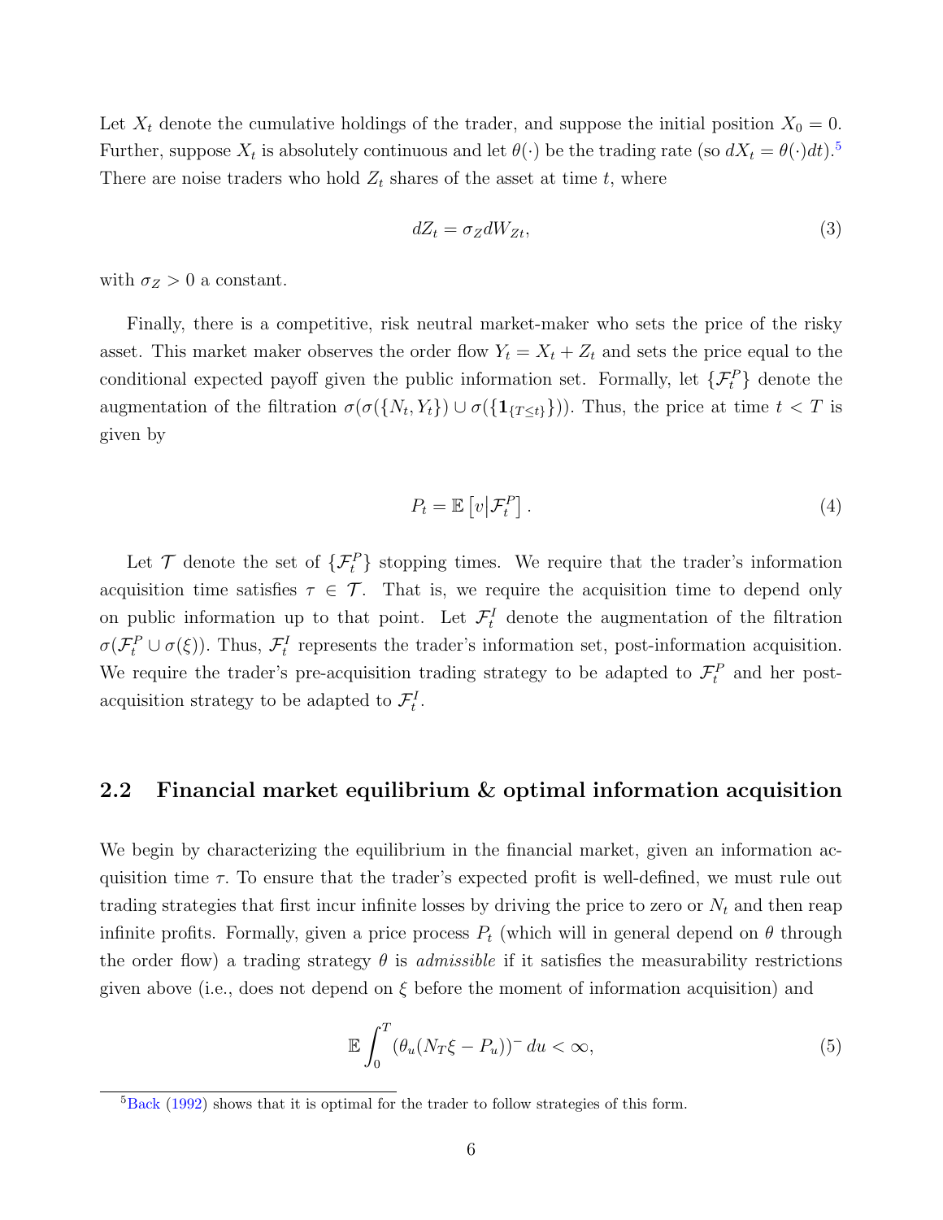Let $X_t$ denote the cumulative holdings of the trader, and suppose the initial position $X_0 = 0$. Further, suppose $X_t$ is absolutely continuous and let $\theta(\cdot)$ be the trading rate (so $dX_t = \theta(\cdot)dt$).[5] There are noise traders who hold $Z_t$ shares of the asset at time $t$, where

$$dZ_t = \sigma_Z dW_{Zt}, \tag{3}$$

with $\sigma_Z > 0$ a constant.

Finally, there is a competitive, risk neutral market-maker who sets the price of the risky asset. This market maker observes the order flow $Y_t = X_t + Z_t$ and sets the price equal to the conditional expected payoff given the public information set. Formally, let $\{\mathcal{F}_t^P\}$ denote the augmentation of the filtration $\sigma(\sigma(\{N_t, Y_t\}) \cup \sigma(\{\mathbf{1}_{\{T \leq t\}}\}))$. Thus, the price at time $t < T$ is given by

$$P_t = \mathbb{E}\left[v \middle| \mathcal{F}_t^P\right]. \tag{4}$$

Let $\mathcal{T}$ denote the set of $\{\mathcal{F}_t^P\}$ stopping times. We require that the trader's information acquisition time satisfies $\tau \in \mathcal{T}$. That is, we require the acquisition time to depend only on public information up to that point. Let $\mathcal{F}_t^I$ denote the augmentation of the filtration $\sigma(\mathcal{F}_t^P \cup \sigma(\xi))$. Thus, $\mathcal{F}_t^I$ represents the trader's information set, post-information acquisition. We require the trader's pre-acquisition trading strategy to be adapted to $\mathcal{F}_t^P$ and her post-acquisition strategy to be adapted to $\mathcal{F}_t^I$.

## 2.2 Financial market equilibrium & optimal information acquisition

We begin by characterizing the equilibrium in the financial market, given an information acquisition time $\tau$. To ensure that the trader's expected profit is well-defined, we must rule out trading strategies that first incur infinite losses by driving the price to zero or $N_t$ and then reap infinite profits. Formally, given a price process $P_t$ (which will in general depend on $\theta$ through the order flow) a trading strategy $\theta$ is *admissible* if it satisfies the measurability restrictions given above (i.e., does not depend on $\xi$ before the moment of information acquisition) and

$$\mathbb{E}\int_0^T \left(\theta_u(N_T\xi - P_u)\right)^- du < \infty, \tag{5}$$

[5] Back (1992) shows that it is optimal for the trader to follow strategies of this form.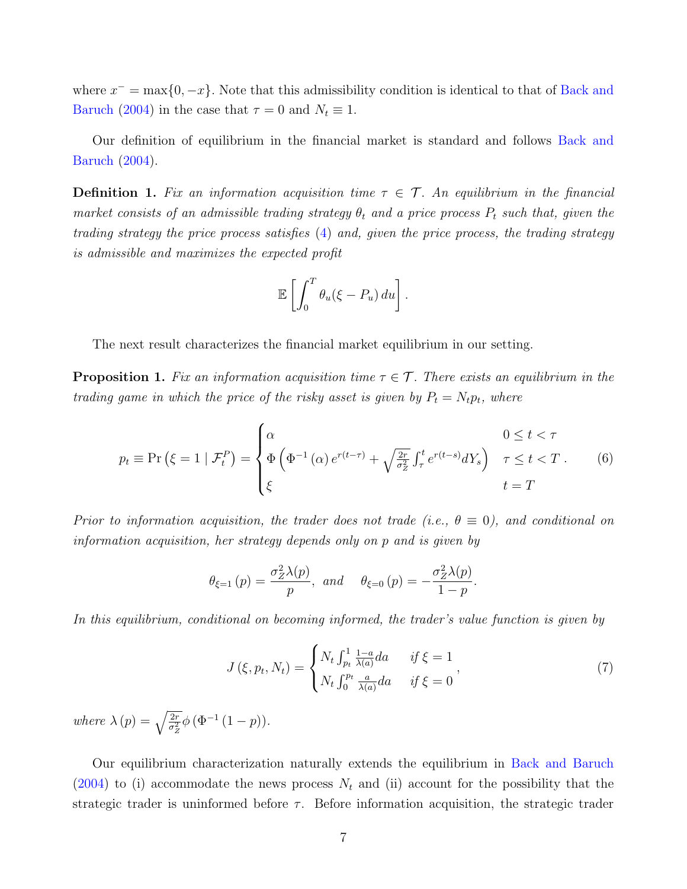where $x^{-} = \max\{0, -x\}$. Note that this admissibility condition is identical to that of Back and Baruch (2004) in the case that $\tau = 0$ and $N_t \equiv 1$.

Our definition of equilibrium in the financial market is standard and follows Back and Baruch (2004).

**Definition 1.** *Fix an information acquisition time $\tau \in \mathcal{T}$. An equilibrium in the financial market consists of an admissible trading strategy $\theta_t$ and a price process $P_t$ such that, given the trading strategy the price process satisfies (4) and, given the price process, the trading strategy is admissible and maximizes the expected profit*

$$\mathbb{E}\left[\int_0^T \theta_u(\xi - P_u)\,du\right].$$

The next result characterizes the financial market equilibrium in our setting.

**Proposition 1.** *Fix an information acquisition time $\tau \in \mathcal{T}$. There exists an equilibrium in the trading game in which the price of the risky asset is given by $P_t = N_t p_t$, where*

$$p_t \equiv \Pr\left(\xi = 1 \mid \mathcal{F}_t^P\right) = \begin{cases} \alpha & 0 \le t < \tau \\ \Phi\left(\Phi^{-1}(\alpha)\, e^{r(t-\tau)} + \sqrt{\frac{2r}{\sigma_Z^2}} \int_\tau^t e^{r(t-s)} dY_s\right) & \tau \le t < T \\ \xi & t = T \end{cases}. \tag{6}$$

*Prior to information acquisition, the trader does not trade (i.e., $\theta \equiv 0$), and conditional on information acquisition, her strategy depends only on $p$ and is given by*

$$\theta_{\xi=1}(p) = \frac{\sigma_Z^2 \lambda(p)}{p}, \text{ and } \quad \theta_{\xi=0}(p) = -\frac{\sigma_Z^2 \lambda(p)}{1-p}.$$

*In this equilibrium, conditional on becoming informed, the trader's value function is given by*

$$J(\xi, p_t, N_t) = \begin{cases} N_t \int_{p_t}^1 \frac{1-a}{\lambda(a)} da & \text{if } \xi = 1 \\ N_t \int_0^{p_t} \frac{a}{\lambda(a)} da & \text{if } \xi = 0 \end{cases}, \tag{7}$$

*where $\lambda(p) = \sqrt{\frac{2r}{\sigma_Z^2}}\, \phi\left(\Phi^{-1}(1-p)\right)$.*

Our equilibrium characterization naturally extends the equilibrium in Back and Baruch (2004) to (i) accommodate the news process $N_t$ and (ii) account for the possibility that the strategic trader is uninformed before $\tau$. Before information acquisition, the strategic trader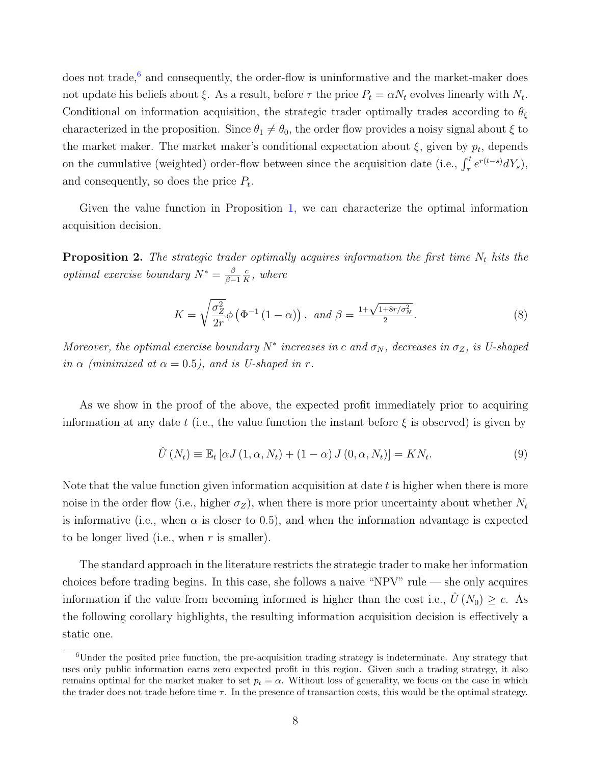does not trade,[6] and consequently, the order-flow is uninformative and the market-maker does not update his beliefs about $\xi$. As a result, before $\tau$ the price $P_t = \alpha N_t$ evolves linearly with $N_t$. Conditional on information acquisition, the strategic trader optimally trades according to $\theta_\xi$ characterized in the proposition. Since $\theta_1 \neq \theta_0$, the order flow provides a noisy signal about $\xi$ to the market maker. The market maker's conditional expectation about $\xi$, given by $p_t$, depends on the cumulative (weighted) order-flow between since the acquisition date (i.e., $\int_\tau^t e^{r(t-s)} dY_s$), and consequently, so does the price $P_t$.

Given the value function in Proposition 1, we can characterize the optimal information acquisition decision.

**Proposition 2.** *The strategic trader optimally acquires information the first time $N_t$ hits the optimal exercise boundary $N^* = \frac{\beta}{\beta - 1} \frac{c}{K}$, where*

$$K = \sqrt{\frac{\sigma_Z^2}{2r}} \phi\left(\Phi^{-1}(1-\alpha)\right), \text{ and } \beta = \frac{1 + \sqrt{1 + 8r/\sigma_N^2}}{2}. \tag{8}$$

*Moreover, the optimal exercise boundary $N^*$ increases in $c$ and $\sigma_N$, decreases in $\sigma_Z$, is U-shaped in $\alpha$ (minimized at $\alpha = 0.5$), and is U-shaped in $r$.*

As we show in the proof of the above, the expected profit immediately prior to acquiring information at any date $t$ (i.e., the value function the instant before $\xi$ is observed) is given by

$$\hat{U}(N_t) \equiv \mathbb{E}_t\left[\alpha J(1, \alpha, N_t) + (1-\alpha) J(0, \alpha, N_t)\right] = K N_t. \tag{9}$$

Note that the value function given information acquisition at date $t$ is higher when there is more noise in the order flow (i.e., higher $\sigma_Z$), when there is more prior uncertainty about whether $N_t$ is informative (i.e., when $\alpha$ is closer to 0.5), and when the information advantage is expected to be longer lived (i.e., when $r$ is smaller).

The standard approach in the literature restricts the strategic trader to make her information choices before trading begins. In this case, she follows a naive "NPV" rule — she only acquires information if the value from becoming informed is higher than the cost i.e., $\hat{U}(N_0) \geq c$. As the following corollary highlights, the resulting information acquisition decision is effectively a static one.

[6] Under the posited price function, the pre-acquisition trading strategy is indeterminate. Any strategy that uses only public information earns zero expected profit in this region. Given such a trading strategy, it also remains optimal for the market maker to set $p_t = \alpha$. Without loss of generality, we focus on the case in which the trader does not trade before time $\tau$. In the presence of transaction costs, this would be the optimal strategy.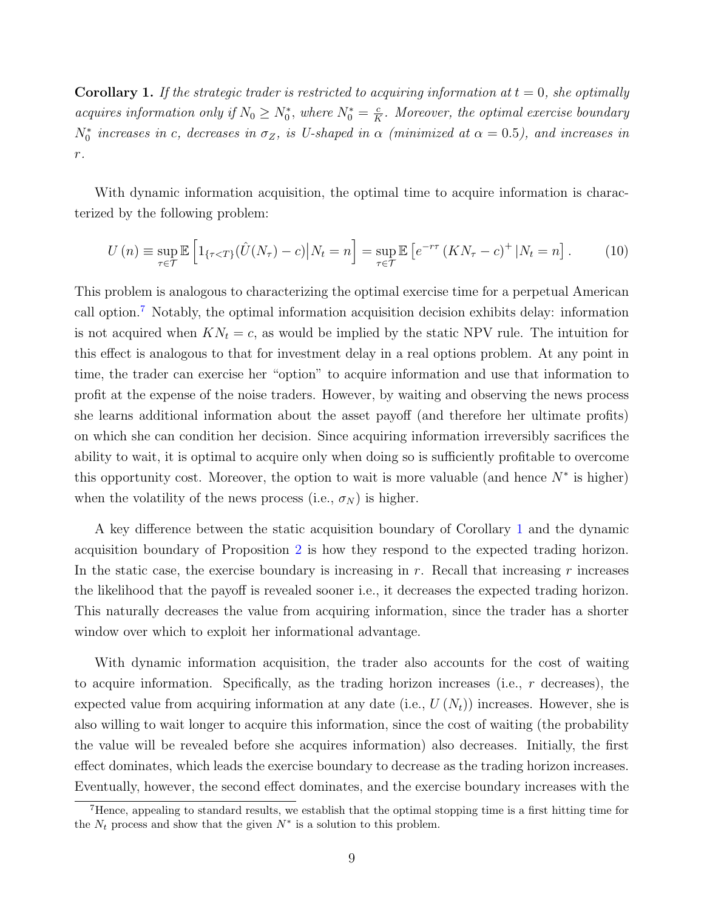**Corollary 1.** *If the strategic trader is restricted to acquiring information at $t = 0$, she optimally acquires information only if $N_0 \geq N_0^*$, where $N_0^* = \frac{c}{K}$. Moreover, the optimal exercise boundary $N_0^*$ increases in $c$, decreases in $\sigma_Z$, is U-shaped in $\alpha$ (minimized at $\alpha = 0.5$), and increases in $r$.*

With dynamic information acquisition, the optimal time to acquire information is characterized by the following problem:

$$U(n) \equiv \sup_{\tau \in \mathcal{T}} \mathbb{E}\left[1_{\{\tau < T\}}(\hat{U}(N_\tau) - c) \big| N_t = n\right] = \sup_{\tau \in \mathcal{T}} \mathbb{E}\left[e^{-r\tau}\left(KN_\tau - c\right)^+ | N_t = n\right]. \tag{10}$$

This problem is analogous to characterizing the optimal exercise time for a perpetual American call option.[7] Notably, the optimal information acquisition decision exhibits delay: information is not acquired when $KN_t = c$, as would be implied by the static NPV rule. The intuition for this effect is analogous to that for investment delay in a real options problem. At any point in time, the trader can exercise her "option" to acquire information and use that information to profit at the expense of the noise traders. However, by waiting and observing the news process she learns additional information about the asset payoff (and therefore her ultimate profits) on which she can condition her decision. Since acquiring information irreversibly sacrifices the ability to wait, it is optimal to acquire only when doing so is sufficiently profitable to overcome this opportunity cost. Moreover, the option to wait is more valuable (and hence $N^*$ is higher) when the volatility of the news process (i.e., $\sigma_N$) is higher.

A key difference between the static acquisition boundary of Corollary 1 and the dynamic acquisition boundary of Proposition 2 is how they respond to the expected trading horizon. In the static case, the exercise boundary is increasing in $r$. Recall that increasing $r$ increases the likelihood that the payoff is revealed sooner i.e., it decreases the expected trading horizon. This naturally decreases the value from acquiring information, since the trader has a shorter window over which to exploit her informational advantage.

With dynamic information acquisition, the trader also accounts for the cost of waiting to acquire information. Specifically, as the trading horizon increases (i.e., $r$ decreases), the expected value from acquiring information at any date (i.e., $U(N_t)$) increases. However, she is also willing to wait longer to acquire this information, since the cost of waiting (the probability the value will be revealed before she acquires information) also decreases. Initially, the first effect dominates, which leads the exercise boundary to decrease as the trading horizon increases. Eventually, however, the second effect dominates, and the exercise boundary increases with the

[7]Hence, appealing to standard results, we establish that the optimal stopping time is a first hitting time for the $N_t$ process and show that the given $N^*$ is a solution to this problem.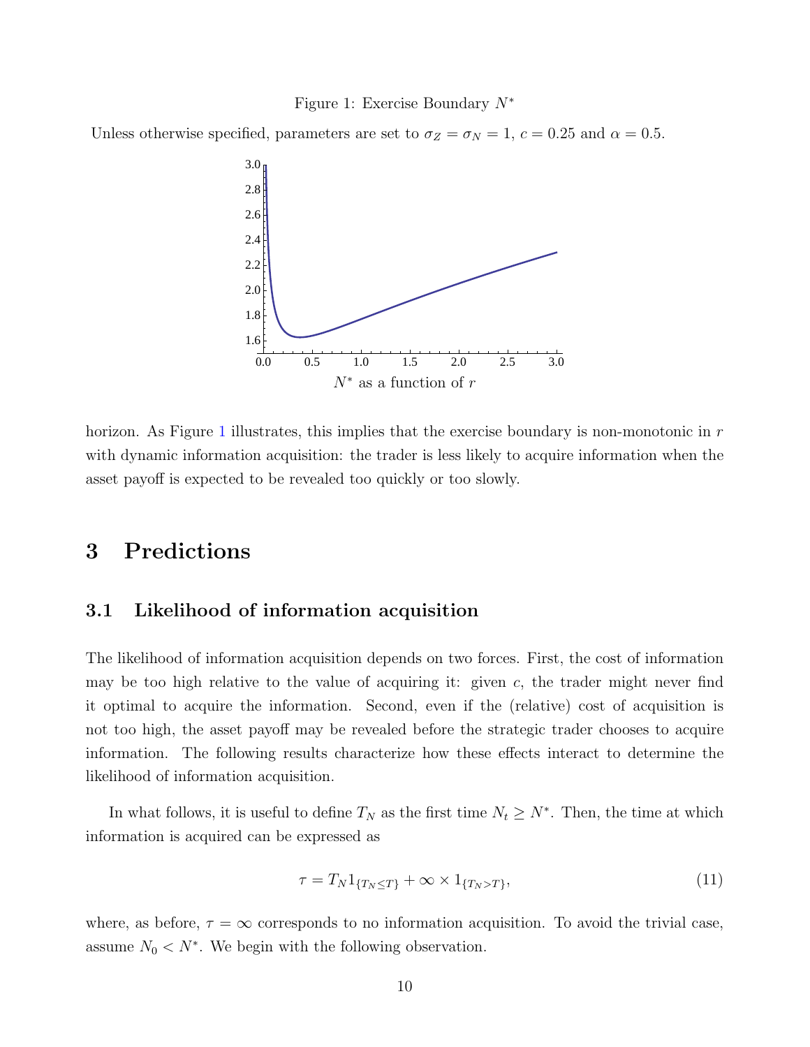Figure 1: Exercise Boundary $N^*$

Unless otherwise specified, parameters are set to $\sigma_Z = \sigma_N = 1$, $c = 0.25$ and $\alpha = 0.5$.

$N^*$ as a function of $r$

horizon. As Figure 1 illustrates, this implies that the exercise boundary is non-monotonic in $r$ with dynamic information acquisition: the trader is less likely to acquire information when the asset payoff is expected to be revealed too quickly or too slowly.

# 3 Predictions

## 3.1 Likelihood of information acquisition

The likelihood of information acquisition depends on two forces. First, the cost of information may be too high relative to the value of acquiring it: given $c$, the trader might never find it optimal to acquire the information. Second, even if the (relative) cost of acquisition is not too high, the asset payoff may be revealed before the strategic trader chooses to acquire information. The following results characterize how these effects interact to determine the likelihood of information acquisition.

In what follows, it is useful to define $T_N$ as the first time $N_t \geq N^*$. Then, the time at which information is acquired can be expressed as

$$\tau = T_N 1_{\{T_N \leq T\}} + \infty \times 1_{\{T_N > T\}}, \tag{11}$$

where, as before, $\tau = \infty$ corresponds to no information acquisition. To avoid the trivial case, assume $N_0 < N^*$. We begin with the following observation.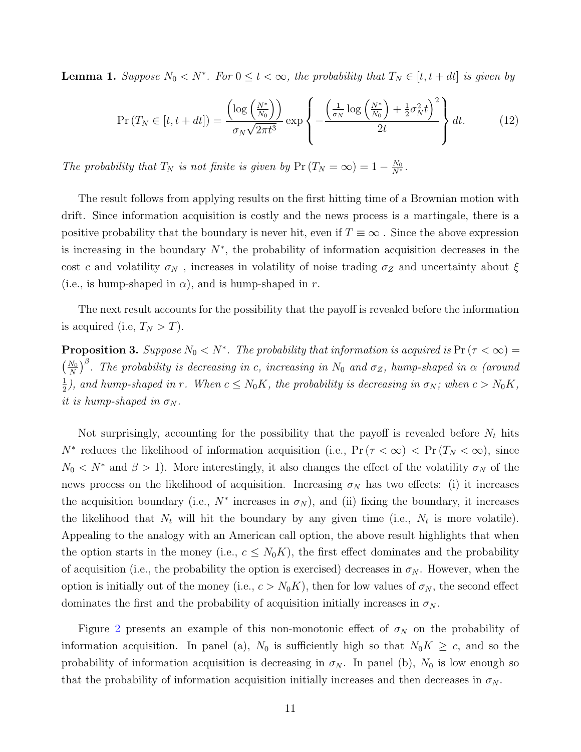**Lemma 1.** *Suppose $N_0 < N^*$. For $0 \leq t < \infty$, the probability that $T_N \in [t, t+dt]$ is given by*

$$\Pr\left(T_N \in [t, t+dt]\right) = \frac{\left(\log\left(\frac{N^*}{N_0}\right)\right)}{\sigma_N \sqrt{2\pi t^3}} \exp\left\{-\frac{\left(\frac{1}{\sigma_N}\log\left(\frac{N^*}{N_0}\right) + \frac{1}{2}\sigma_N^2 t\right)^2}{2t}\right\} dt. \tag{12}$$

*The probability that $T_N$ is not finite is given by $\Pr\left(T_N = \infty\right) = 1 - \frac{N_0}{N^*}$.*

The result follows from applying results on the first hitting time of a Brownian motion with drift. Since information acquisition is costly and the news process is a martingale, there is a positive probability that the boundary is never hit, even if $T \equiv \infty$ . Since the above expression is increasing in the boundary $N^*$, the probability of information acquisition decreases in the cost $c$ and volatility $\sigma_N$ , increases in volatility of noise trading $\sigma_Z$ and uncertainty about $\xi$ (i.e., is hump-shaped in $\alpha$), and is hump-shaped in $r$.

The next result accounts for the possibility that the payoff is revealed before the information is acquired (i.e, $T_N > T$).

**Proposition 3.** *Suppose $N_0 < N^*$. The probability that information is acquired is $\Pr\left(\tau < \infty\right) = \left(\frac{N_0}{N}\right)^{\beta}$. The probability is decreasing in $c$, increasing in $N_0$ and $\sigma_Z$, hump-shaped in $\alpha$ (around $\frac{1}{2}$), and hump-shaped in $r$. When $c \leq N_0 K$, the probability is decreasing in $\sigma_N$; when $c > N_0 K$, it is hump-shaped in $\sigma_N$.*

Not surprisingly, accounting for the possibility that the payoff is revealed before $N_t$ hits $N^*$ reduces the likelihood of information acquisition (i.e., $\Pr\left(\tau < \infty\right) < \Pr\left(T_N < \infty\right)$, since $N_0 < N^*$ and $\beta > 1$). More interestingly, it also changes the effect of the volatility $\sigma_N$ of the news process on the likelihood of acquisition. Increasing $\sigma_N$ has two effects: (i) it increases the acquisition boundary (i.e., $N^*$ increases in $\sigma_N$), and (ii) fixing the boundary, it increases the likelihood that $N_t$ will hit the boundary by any given time (i.e., $N_t$ is more volatile). Appealing to the analogy with an American call option, the above result highlights that when the option starts in the money (i.e., $c \leq N_0 K$), the first effect dominates and the probability of acquisition (i.e., the probability the option is exercised) decreases in $\sigma_N$. However, when the option is initially out of the money (i.e., $c > N_0 K$), then for low values of $\sigma_N$, the second effect dominates the first and the probability of acquisition initially increases in $\sigma_N$.

Figure 2 presents an example of this non-monotonic effect of $\sigma_N$ on the probability of information acquisition. In panel (a), $N_0$ is sufficiently high so that $N_0 K \geq c$, and so the probability of information acquisition is decreasing in $\sigma_N$. In panel (b), $N_0$ is low enough so that the probability of information acquisition initially increases and then decreases in $\sigma_N$.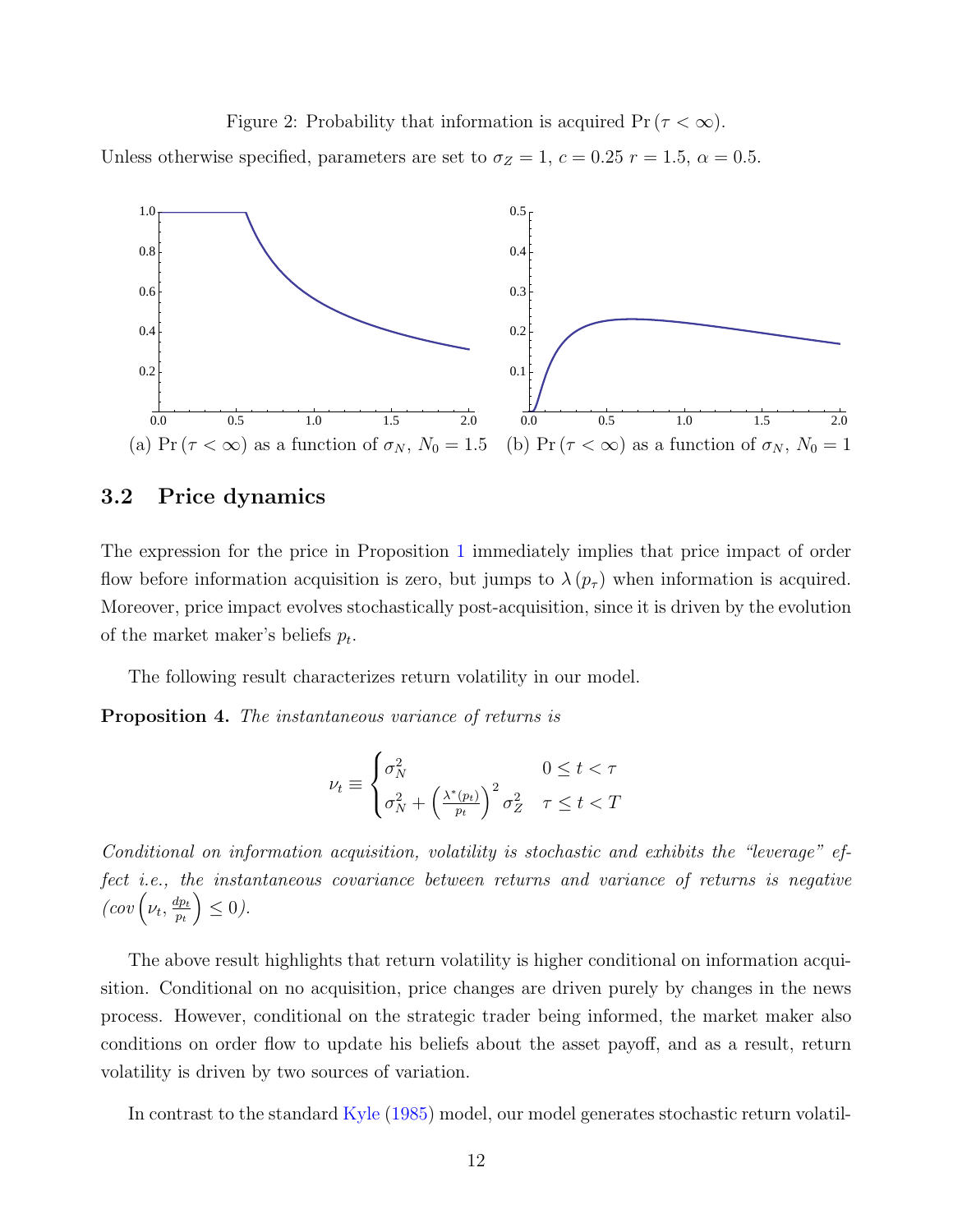Figure 2: Probability that information is acquired $\Pr(\tau < \infty)$.

Unless otherwise specified, parameters are set to $\sigma_Z = 1$, $c = 0.25$ $r = 1.5$, $\alpha = 0.5$.

(a) $\Pr(\tau < \infty)$ as a function of $\sigma_N$, $N_0 = 1.5$ (b) $\Pr(\tau < \infty)$ as a function of $\sigma_N$, $N_0 = 1$

## 3.2 Price dynamics

The expression for the price in Proposition 1 immediately implies that price impact of order flow before information acquisition is zero, but jumps to $\lambda(p_\tau)$ when information is acquired. Moreover, price impact evolves stochastically post-acquisition, since it is driven by the evolution of the market maker's beliefs $p_t$.

The following result characterizes return volatility in our model.

**Proposition 4.** *The instantaneous variance of returns is*

$$\nu_t \equiv \begin{cases} \sigma_N^2 & 0 \leq t < \tau \\ \sigma_N^2 + \left(\frac{\lambda^*(p_t)}{p_t}\right)^2 \sigma_Z^2 & \tau \leq t < T \end{cases}$$

*Conditional on information acquisition, volatility is stochastic and exhibits the "leverage" effect i.e., the instantaneous covariance between returns and variance of returns is negative ($cov\left(\nu_t, \frac{dp_t}{p_t}\right) \leq 0$).*

The above result highlights that return volatility is higher conditional on information acquisition. Conditional on no acquisition, price changes are driven purely by changes in the news process. However, conditional on the strategic trader being informed, the market maker also conditions on order flow to update his beliefs about the asset payoff, and as a result, return volatility is driven by two sources of variation.

In contrast to the standard Kyle (1985) model, our model generates stochastic return volatil-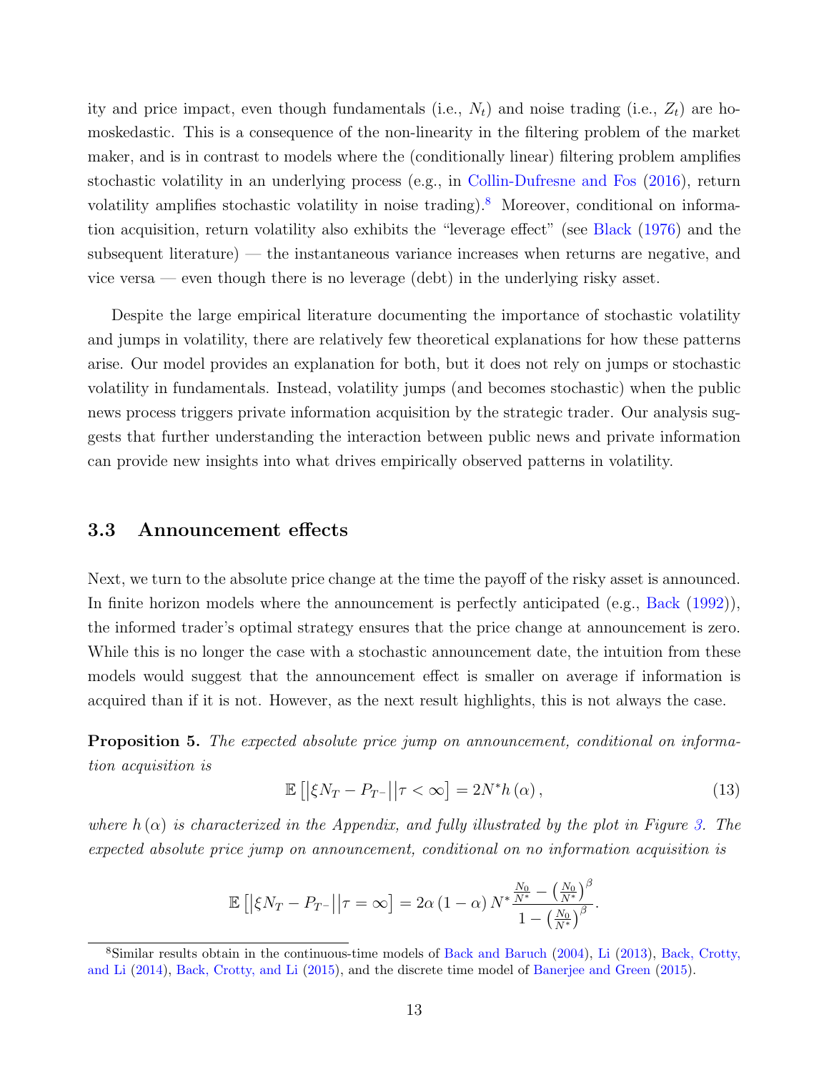ity and price impact, even though fundamentals (i.e., $N_t$) and noise trading (i.e., $Z_t$) are homoskedastic. This is a consequence of the non-linearity in the filtering problem of the market maker, and is in contrast to models where the (conditionally linear) filtering problem amplifies stochastic volatility in an underlying process (e.g., in Collin-Dufresne and Fos (2016), return volatility amplifies stochastic volatility in noise trading).[8] Moreover, conditional on information acquisition, return volatility also exhibits the "leverage effect" (see Black (1976) and the subsequent literature) — the instantaneous variance increases when returns are negative, and vice versa — even though there is no leverage (debt) in the underlying risky asset.

Despite the large empirical literature documenting the importance of stochastic volatility and jumps in volatility, there are relatively few theoretical explanations for how these patterns arise. Our model provides an explanation for both, but it does not rely on jumps or stochastic volatility in fundamentals. Instead, volatility jumps (and becomes stochastic) when the public news process triggers private information acquisition by the strategic trader. Our analysis suggests that further understanding the interaction between public news and private information can provide new insights into what drives empirically observed patterns in volatility.

### 3.3 Announcement effects

Next, we turn to the absolute price change at the time the payoff of the risky asset is announced. In finite horizon models where the announcement is perfectly anticipated (e.g., Back (1992)), the informed trader's optimal strategy ensures that the price change at announcement is zero. While this is no longer the case with a stochastic announcement date, the intuition from these models would suggest that the announcement effect is smaller on average if information is acquired than if it is not. However, as the next result highlights, this is not always the case.

**Proposition 5.** *The expected absolute price jump on announcement, conditional on information acquisition is*

$$\mathbb{E}\left[\left|\xi N_T - P_{T^-}\right| \middle| \tau < \infty\right] = 2N^* h\left(\alpha\right), \tag{13}$$

*where $h(\alpha)$ is characterized in the Appendix, and fully illustrated by the plot in Figure 3. The expected absolute price jump on announcement, conditional on no information acquisition is*

$$\mathbb{E}\left[\left|\xi N_T - P_{T^-}\right| \middle| \tau = \infty\right] = 2\alpha\left(1-\alpha\right) N^* \frac{\frac{N_0}{N^*} - \left(\frac{N_0}{N^*}\right)^{\beta}}{1 - \left(\frac{N_0}{N^*}\right)^{\beta}}.$$

[8] Similar results obtain in the continuous-time models of Back and Baruch (2004), Li (2013), Back, Crotty, and Li (2014), Back, Crotty, and Li (2015), and the discrete time model of Banerjee and Green (2015).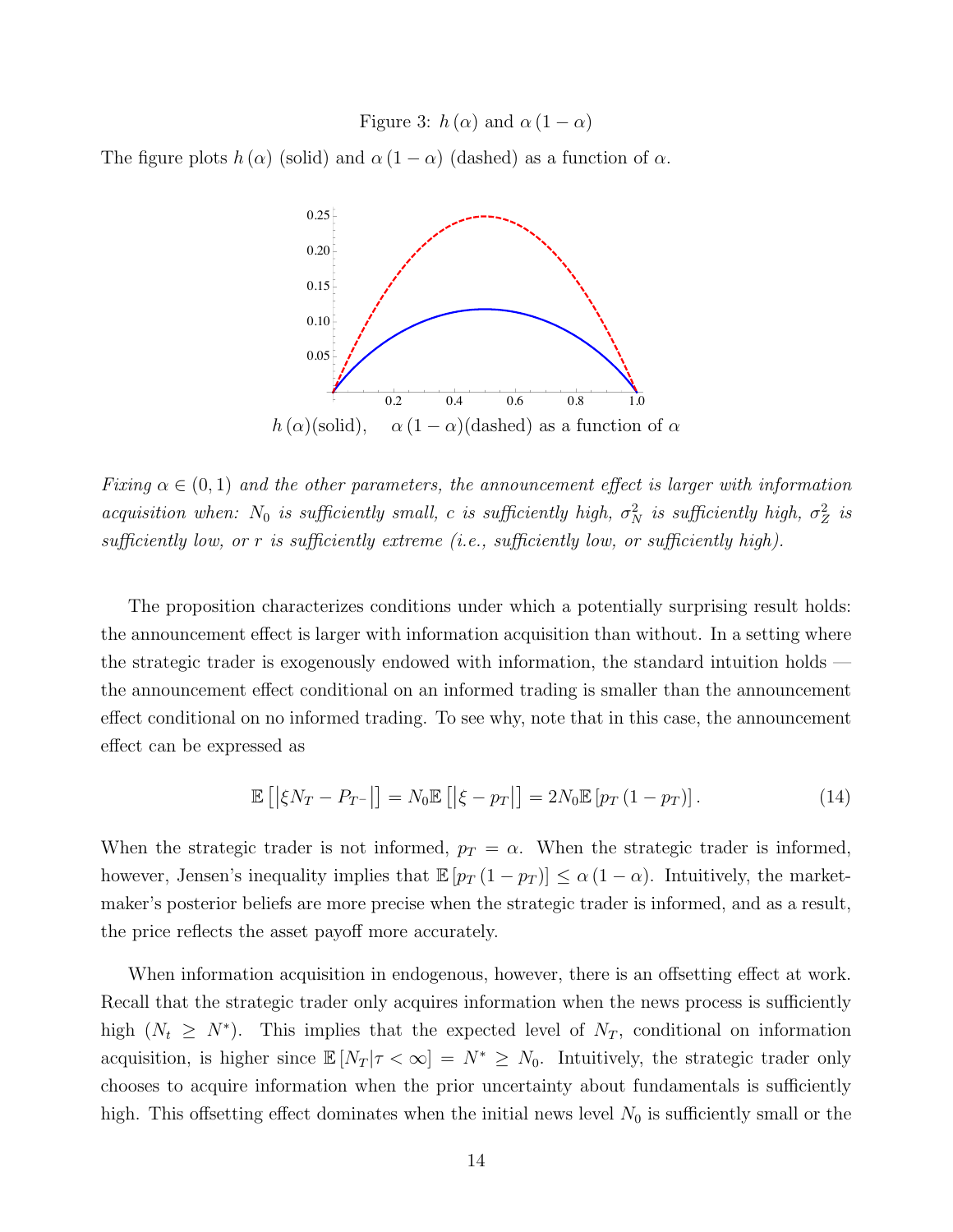Figure 3: $h(\alpha)$ and $\alpha(1-\alpha)$

The figure plots $h(\alpha)$ (solid) and $\alpha(1-\alpha)$ (dashed) as a function of $\alpha$.

$h(\alpha)$(solid), $\alpha(1-\alpha)$(dashed) as a function of $\alpha$

*Fixing $\alpha \in (0,1)$ and the other parameters, the announcement effect is larger with information acquisition when: $N_0$ is sufficiently small, $c$ is sufficiently high, $\sigma_N^2$ is sufficiently high, $\sigma_Z^2$ is sufficiently low, or $r$ is sufficiently extreme (i.e., sufficiently low, or sufficiently high).*

The proposition characterizes conditions under which a potentially surprising result holds: the announcement effect is larger with information acquisition than without. In a setting where the strategic trader is exogenously endowed with information, the standard intuition holds — the announcement effect conditional on an informed trading is smaller than the announcement effect conditional on no informed trading. To see why, note that in this case, the announcement effect can be expressed as

$$\mathbb{E}\left[\left|\xi N_T - P_{T^-}\right|\right] = N_0 \mathbb{E}\left[\left|\xi - p_T\right|\right] = 2N_0 \mathbb{E}\left[p_T(1-p_T)\right]. \tag{14}$$

When the strategic trader is not informed, $p_T = \alpha$. When the strategic trader is informed, however, Jensen's inequality implies that $\mathbb{E}[p_T(1-p_T)] \leq \alpha(1-\alpha)$. Intuitively, the market-maker's posterior beliefs are more precise when the strategic trader is informed, and as a result, the price reflects the asset payoff more accurately.

When information acquisition in endogenous, however, there is an offsetting effect at work. Recall that the strategic trader only acquires information when the news process is sufficiently high ($N_t \geq N^*$). This implies that the expected level of $N_T$, conditional on information acquisition, is higher since $\mathbb{E}[N_T | \tau < \infty] = N^* \geq N_0$. Intuitively, the strategic trader only chooses to acquire information when the prior uncertainty about fundamentals is sufficiently high. This offsetting effect dominates when the initial news level $N_0$ is sufficiently small or the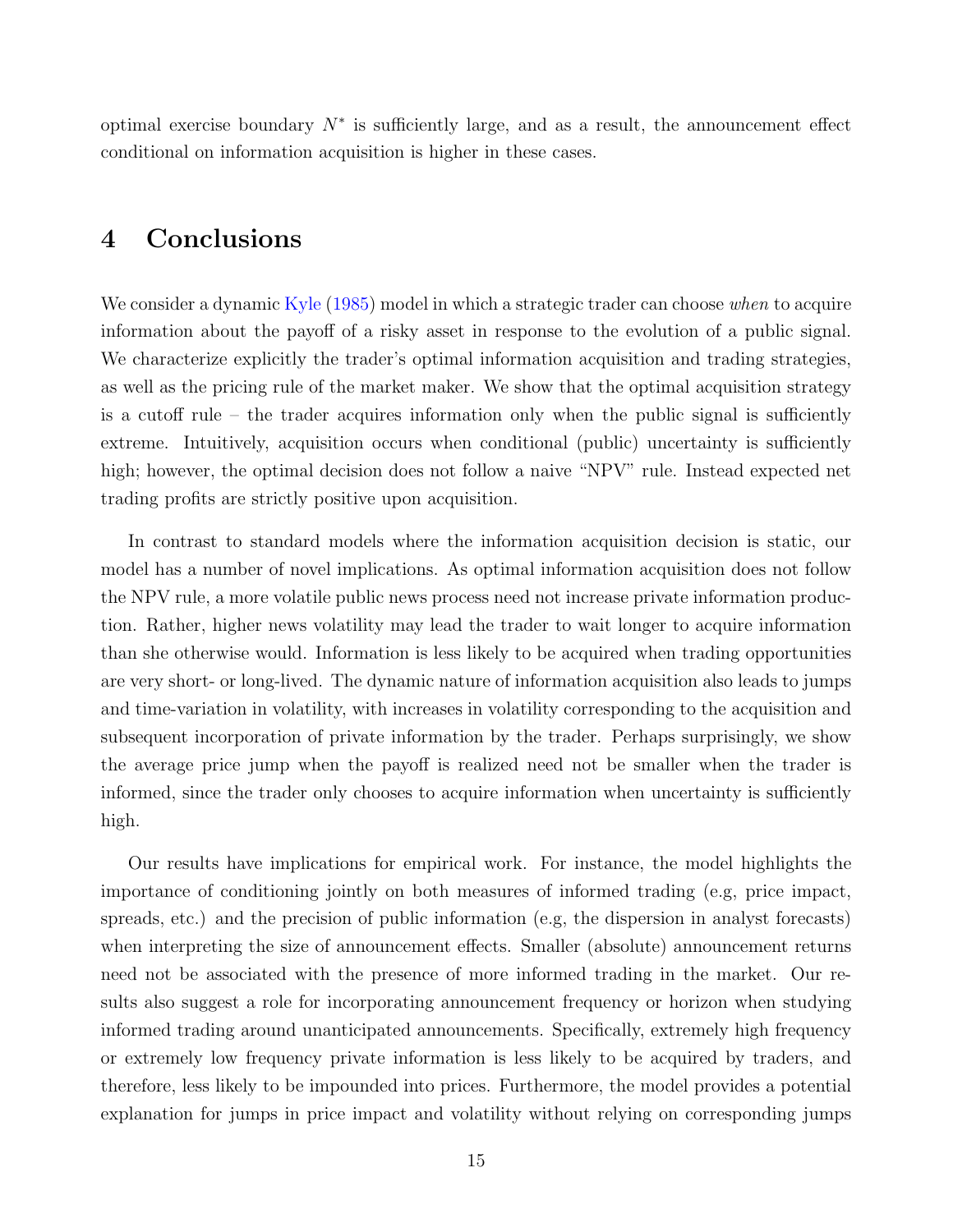optimal exercise boundary $N^*$ is sufficiently large, and as a result, the announcement effect conditional on information acquisition is higher in these cases.

# 4 Conclusions

We consider a dynamic Kyle (1985) model in which a strategic trader can choose *when* to acquire information about the payoff of a risky asset in response to the evolution of a public signal. We characterize explicitly the trader's optimal information acquisition and trading strategies, as well as the pricing rule of the market maker. We show that the optimal acquisition strategy is a cutoff rule – the trader acquires information only when the public signal is sufficiently extreme. Intuitively, acquisition occurs when conditional (public) uncertainty is sufficiently high; however, the optimal decision does not follow a naive "NPV" rule. Instead expected net trading profits are strictly positive upon acquisition.

In contrast to standard models where the information acquisition decision is static, our model has a number of novel implications. As optimal information acquisition does not follow the NPV rule, a more volatile public news process need not increase private information production. Rather, higher news volatility may lead the trader to wait longer to acquire information than she otherwise would. Information is less likely to be acquired when trading opportunities are very short- or long-lived. The dynamic nature of information acquisition also leads to jumps and time-variation in volatility, with increases in volatility corresponding to the acquisition and subsequent incorporation of private information by the trader. Perhaps surprisingly, we show the average price jump when the payoff is realized need not be smaller when the trader is informed, since the trader only chooses to acquire information when uncertainty is sufficiently high.

Our results have implications for empirical work. For instance, the model highlights the importance of conditioning jointly on both measures of informed trading (e.g, price impact, spreads, etc.) and the precision of public information (e.g, the dispersion in analyst forecasts) when interpreting the size of announcement effects. Smaller (absolute) announcement returns need not be associated with the presence of more informed trading in the market. Our results also suggest a role for incorporating announcement frequency or horizon when studying informed trading around unanticipated announcements. Specifically, extremely high frequency or extremely low frequency private information is less likely to be acquired by traders, and therefore, less likely to be impounded into prices. Furthermore, the model provides a potential explanation for jumps in price impact and volatility without relying on corresponding jumps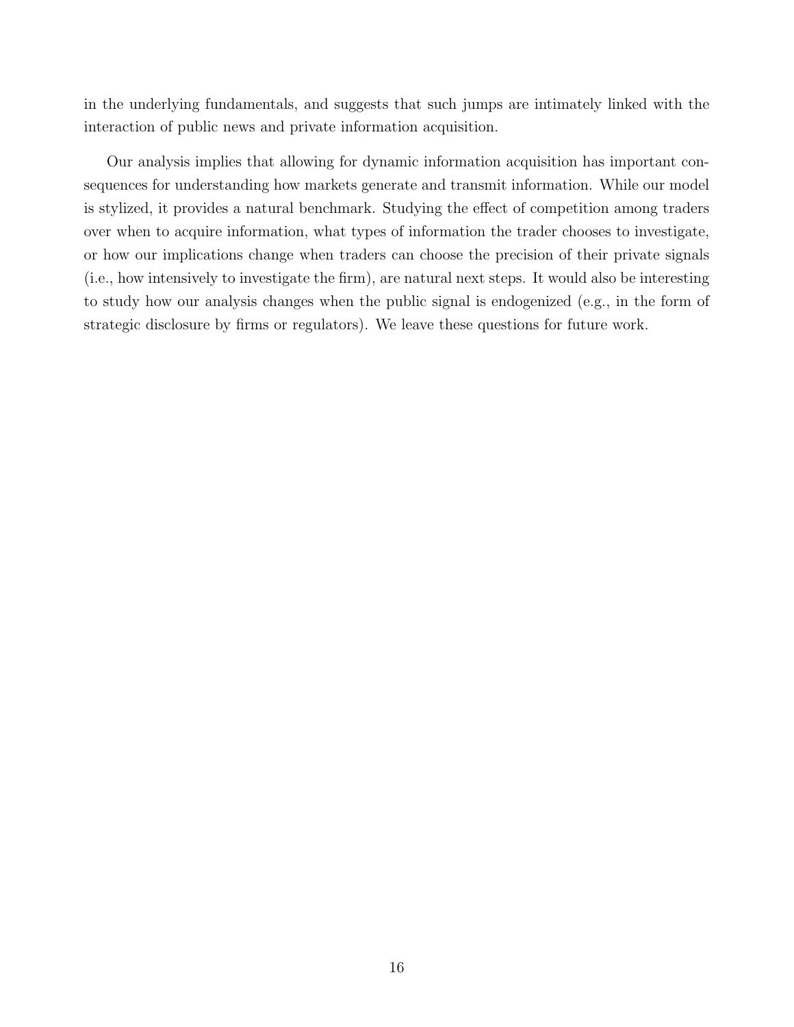in the underlying fundamentals, and suggests that such jumps are intimately linked with the interaction of public news and private information acquisition.

Our analysis implies that allowing for dynamic information acquisition has important consequences for understanding how markets generate and transmit information. While our model is stylized, it provides a natural benchmark. Studying the effect of competition among traders over when to acquire information, what types of information the trader chooses to investigate, or how our implications change when traders can choose the precision of their private signals (i.e., how intensively to investigate the firm), are natural next steps. It would also be interesting to study how our analysis changes when the public signal is endogenized (e.g., in the form of strategic disclosure by firms or regulators). We leave these questions for future work.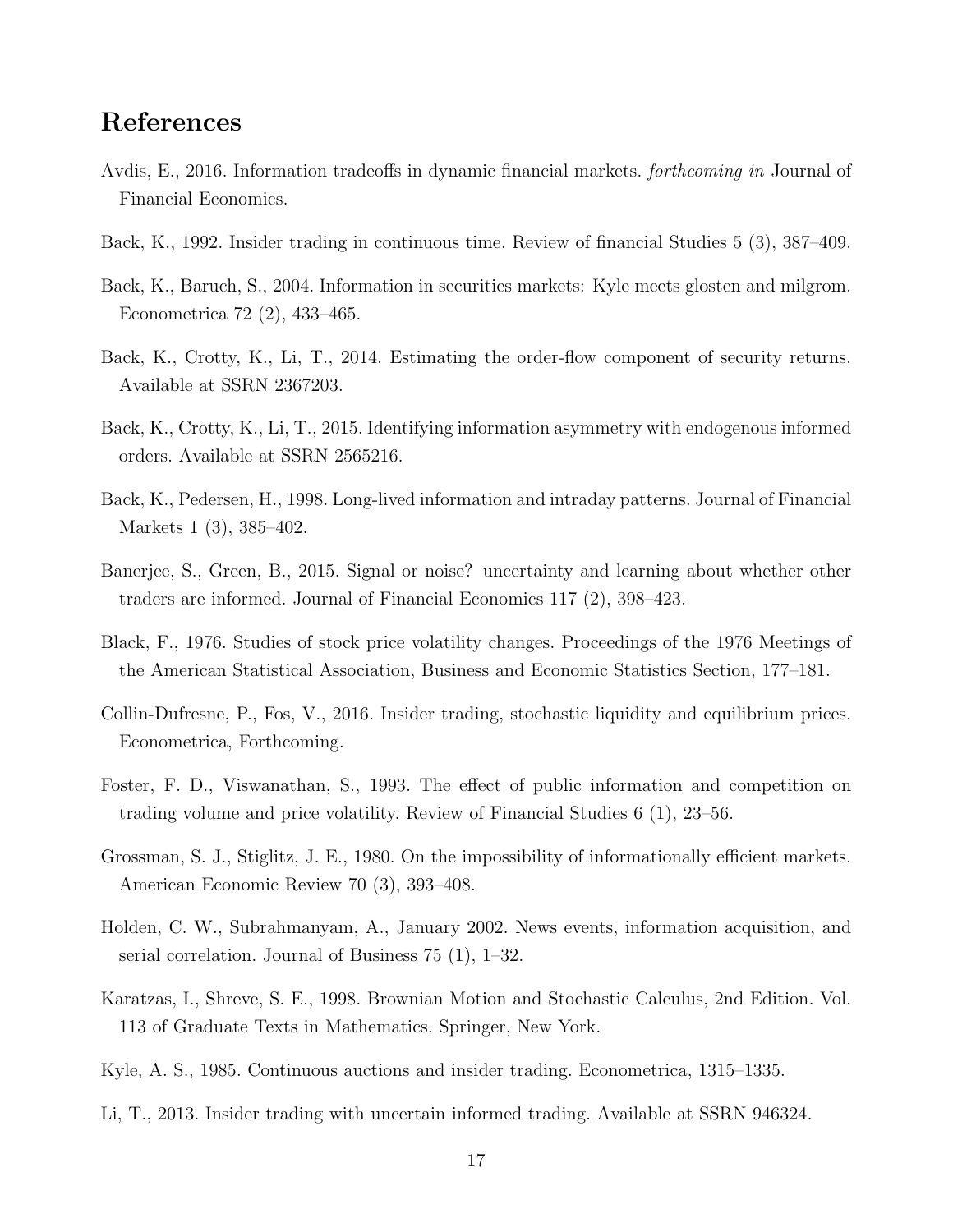## References

Avdis, E., 2016. Information tradeoffs in dynamic financial markets. *forthcoming in* Journal of Financial Economics.

Back, K., 1992. Insider trading in continuous time. Review of financial Studies 5 (3), 387–409.

Back, K., Baruch, S., 2004. Information in securities markets: Kyle meets glosten and milgrom. Econometrica 72 (2), 433–465.

Back, K., Crotty, K., Li, T., 2014. Estimating the order-flow component of security returns. Available at SSRN 2367203.

Back, K., Crotty, K., Li, T., 2015. Identifying information asymmetry with endogenous informed orders. Available at SSRN 2565216.

Back, K., Pedersen, H., 1998. Long-lived information and intraday patterns. Journal of Financial Markets 1 (3), 385–402.

Banerjee, S., Green, B., 2015. Signal or noise? uncertainty and learning about whether other traders are informed. Journal of Financial Economics 117 (2), 398–423.

Black, F., 1976. Studies of stock price volatility changes. Proceedings of the 1976 Meetings of the American Statistical Association, Business and Economic Statistics Section, 177–181.

Collin-Dufresne, P., Fos, V., 2016. Insider trading, stochastic liquidity and equilibrium prices. Econometrica, Forthcoming.

Foster, F. D., Viswanathan, S., 1993. The effect of public information and competition on trading volume and price volatility. Review of Financial Studies 6 (1), 23–56.

Grossman, S. J., Stiglitz, J. E., 1980. On the impossibility of informationally efficient markets. American Economic Review 70 (3), 393–408.

Holden, C. W., Subrahmanyam, A., January 2002. News events, information acquisition, and serial correlation. Journal of Business 75 (1), 1–32.

Karatzas, I., Shreve, S. E., 1998. Brownian Motion and Stochastic Calculus, 2nd Edition. Vol. 113 of Graduate Texts in Mathematics. Springer, New York.

Kyle, A. S., 1985. Continuous auctions and insider trading. Econometrica, 1315–1335.

Li, T., 2013. Insider trading with uncertain informed trading. Available at SSRN 946324.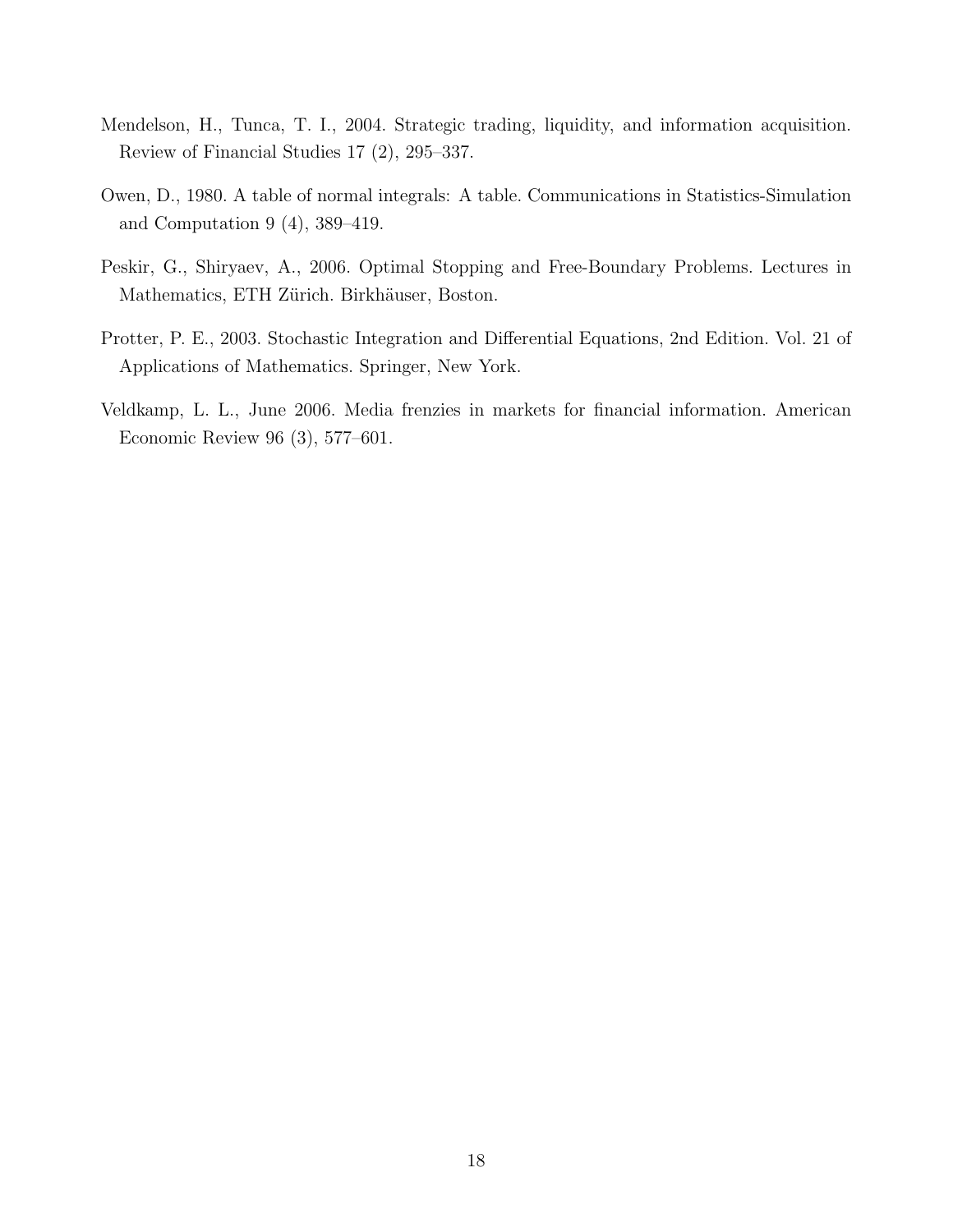Mendelson, H., Tunca, T. I., 2004. Strategic trading, liquidity, and information acquisition. Review of Financial Studies 17 (2), 295–337.

Owen, D., 1980. A table of normal integrals: A table. Communications in Statistics-Simulation and Computation 9 (4), 389–419.

Peskir, G., Shiryaev, A., 2006. Optimal Stopping and Free-Boundary Problems. Lectures in Mathematics, ETH Zürich. Birkhäuser, Boston.

Protter, P. E., 2003. Stochastic Integration and Differential Equations, 2nd Edition. Vol. 21 of Applications of Mathematics. Springer, New York.

Veldkamp, L. L., June 2006. Media frenzies in markets for financial information. American Economic Review 96 (3), 577–601.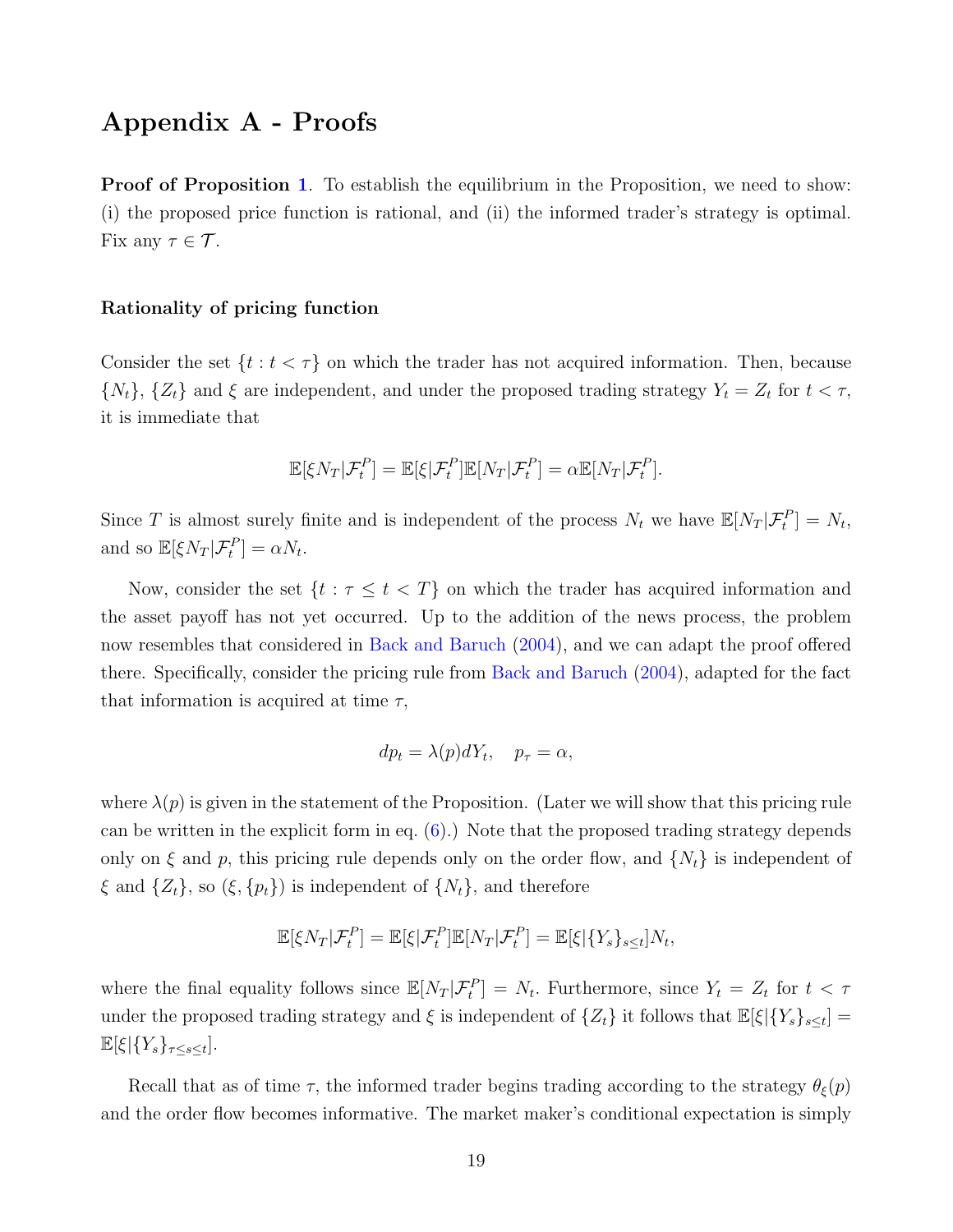# Appendix A - Proofs

**Proof of Proposition 1**. To establish the equilibrium in the Proposition, we need to show: (i) the proposed price function is rational, and (ii) the informed trader's strategy is optimal. Fix any $\tau \in \mathcal{T}$.

### Rationality of pricing function

Consider the set $\{t : t < \tau\}$ on which the trader has not acquired information. Then, because $\{N_t\}$, $\{Z_t\}$ and $\xi$ are independent, and under the proposed trading strategy $Y_t = Z_t$ for $t < \tau$, it is immediate that

$$\mathbb{E}[\xi N_T | \mathcal{F}_t^P] = \mathbb{E}[\xi | \mathcal{F}_t^P]\mathbb{E}[N_T | \mathcal{F}_t^P] = \alpha \mathbb{E}[N_T | \mathcal{F}_t^P].$$

Since $T$ is almost surely finite and is independent of the process $N_t$ we have $\mathbb{E}[N_T | \mathcal{F}_t^P] = N_t$, and so $\mathbb{E}[\xi N_T | \mathcal{F}_t^P] = \alpha N_t$.

Now, consider the set $\{t : \tau \leq t < T\}$ on which the trader has acquired information and the asset payoff has not yet occurred. Up to the addition of the news process, the problem now resembles that considered in Back and Baruch (2004), and we can adapt the proof offered there. Specifically, consider the pricing rule from Back and Baruch (2004), adapted for the fact that information is acquired at time $\tau$,

$$dp_t = \lambda(p) dY_t, \quad p_\tau = \alpha,$$

where $\lambda(p)$ is given in the statement of the Proposition. (Later we will show that this pricing rule can be written in the explicit form in eq. (6).) Note that the proposed trading strategy depends only on $\xi$ and $p$, this pricing rule depends only on the order flow, and $\{N_t\}$ is independent of $\xi$ and $\{Z_t\}$, so $(\xi, \{p_t\})$ is independent of $\{N_t\}$, and therefore

$$\mathbb{E}[\xi N_T | \mathcal{F}_t^P] = \mathbb{E}[\xi | \mathcal{F}_t^P]\mathbb{E}[N_T | \mathcal{F}_t^P] = \mathbb{E}[\xi | \{Y_s\}_{s \leq t}] N_t,$$

where the final equality follows since $\mathbb{E}[N_T | \mathcal{F}_t^P] = N_t$. Furthermore, since $Y_t = Z_t$ for $t < \tau$ under the proposed trading strategy and $\xi$ is independent of $\{Z_t\}$ it follows that $\mathbb{E}[\xi | \{Y_s\}_{s \leq t}] = \mathbb{E}[\xi | \{Y_s\}_{\tau \leq s \leq t}]$.

Recall that as of time $\tau$, the informed trader begins trading according to the strategy $\theta_\xi(p)$ and the order flow becomes informative. The market maker's conditional expectation is simply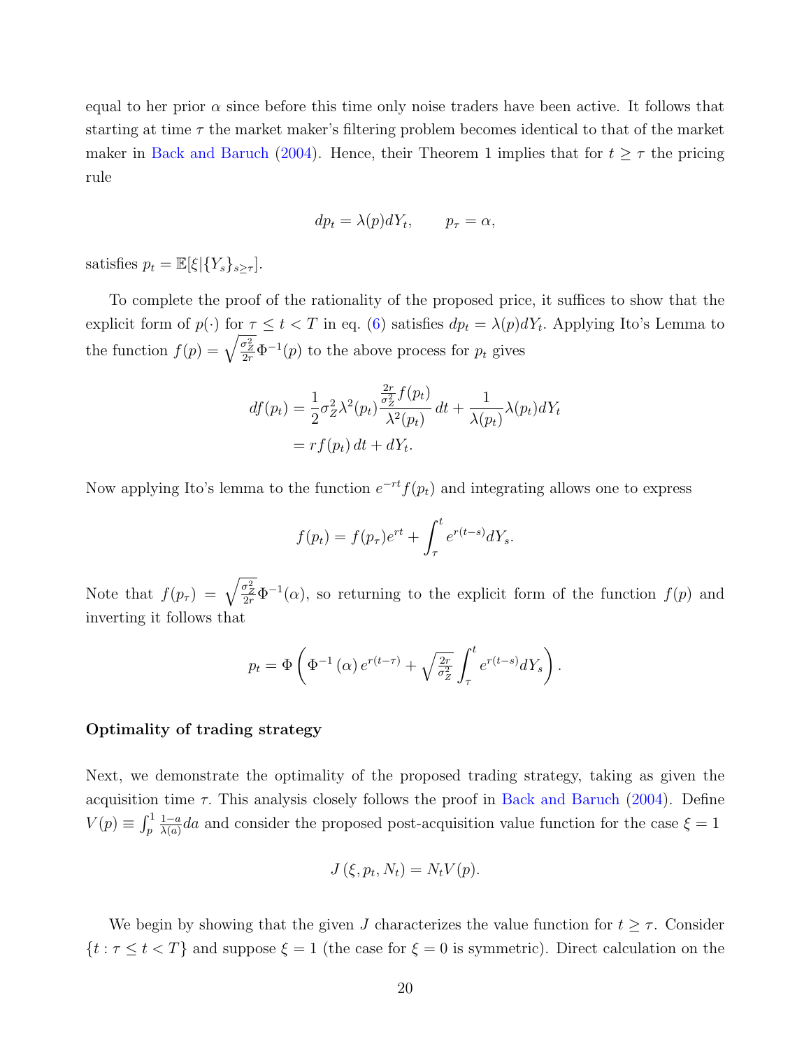equal to her prior $\alpha$ since before this time only noise traders have been active. It follows that starting at time $\tau$ the market maker's filtering problem becomes identical to that of the market maker in Back and Baruch (2004). Hence, their Theorem 1 implies that for $t \geq \tau$ the pricing rule

$$dp_t = \lambda(p) dY_t, \qquad p_\tau = \alpha,$$

satisfies $p_t = \mathbb{E}[\xi | \{Y_s\}_{s \geq \tau}]$.

To complete the proof of the rationality of the proposed price, it suffices to show that the explicit form of $p(\cdot)$ for $\tau \leq t < T$ in eq. (6) satisfies $dp_t = \lambda(p) dY_t$. Applying Ito's Lemma to the function $f(p) = \sqrt{\frac{\sigma_Z^2}{2r}} \Phi^{-1}(p)$ to the above process for $p_t$ gives

$$\begin{aligned} df(p_t) &= \frac{1}{2} \sigma_Z^2 \lambda^2(p_t) \frac{\frac{2r}{\sigma_Z^2} f(p_t)}{\lambda^2(p_t)} \, dt + \frac{1}{\lambda(p_t)} \lambda(p_t) dY_t \\ &= r f(p_t) \, dt + dY_t. \end{aligned}$$

Now applying Ito's lemma to the function $e^{-rt} f(p_t)$ and integrating allows one to express

$$f(p_t) = f(p_\tau) e^{rt} + \int_\tau^t e^{r(t-s)} dY_s.$$

Note that $f(p_\tau) = \sqrt{\frac{\sigma_Z^2}{2r}} \Phi^{-1}(\alpha)$, so returning to the explicit form of the function $f(p)$ and inverting it follows that

$$p_t = \Phi \left( \Phi^{-1}(\alpha) e^{r(t-\tau)} + \sqrt{\frac{2r}{\sigma_Z^2}} \int_\tau^t e^{r(t-s)} dY_s \right).$$

**Optimality of trading strategy**

Next, we demonstrate the optimality of the proposed trading strategy, taking as given the acquisition time $\tau$. This analysis closely follows the proof in Back and Baruch (2004). Define $V(p) \equiv \int_p^1 \frac{1-a}{\lambda(a)} da$ and consider the proposed post-acquisition value function for the case $\xi = 1$

$$J(\xi, p_t, N_t) = N_t V(p).$$

We begin by showing that the given $J$ characterizes the value function for $t \geq \tau$. Consider $\{t : \tau \leq t < T\}$ and suppose $\xi = 1$ (the case for $\xi = 0$ is symmetric). Direct calculation on the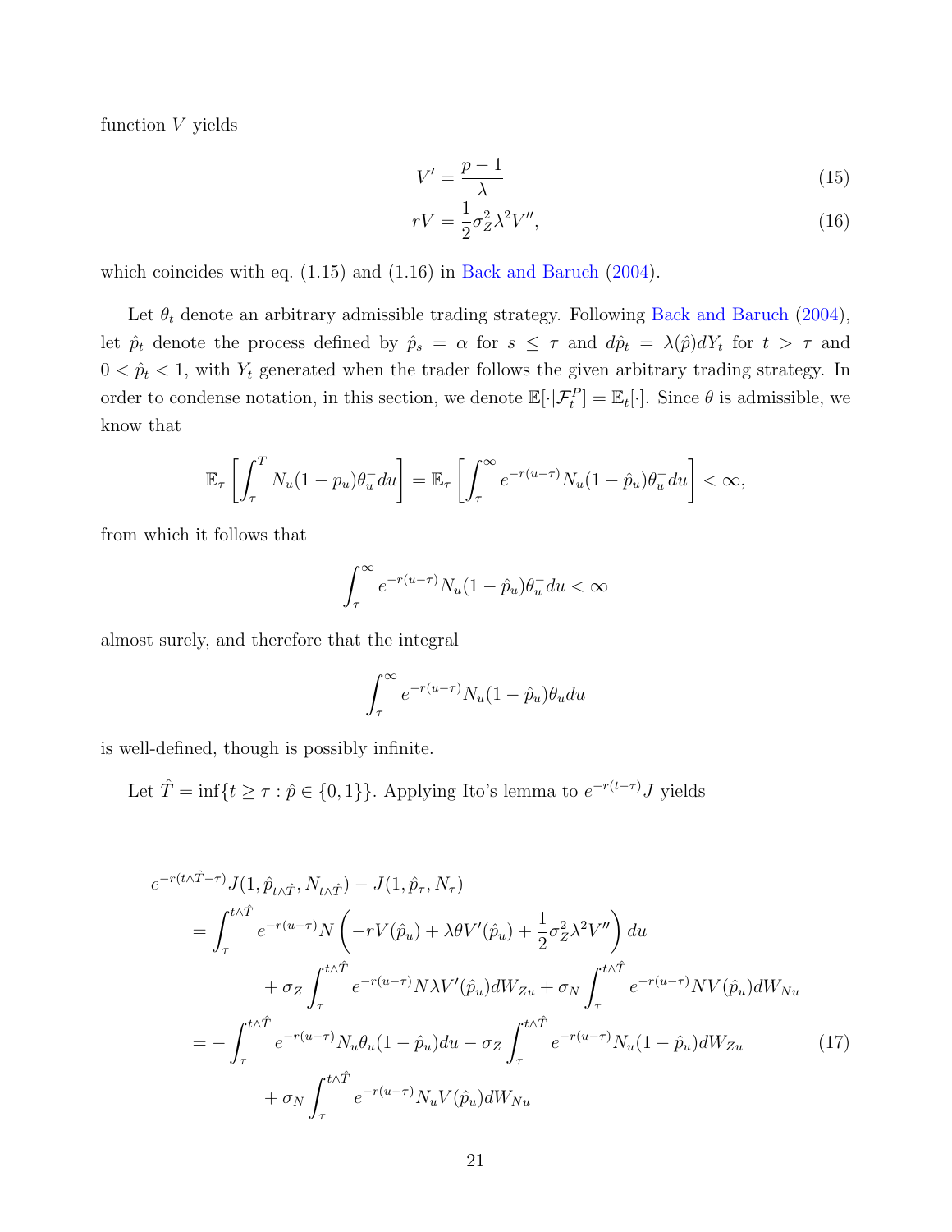function $V$ yields

$$V' = \frac{p-1}{\lambda} \tag{15}$$

$$rV = \frac{1}{2}\sigma_Z^2 \lambda^2 V'', \tag{16}$$

which coincides with eq. (1.15) and (1.16) in Back and Baruch (2004).

Let $\theta_t$ denote an arbitrary admissible trading strategy. Following Back and Baruch (2004), let $\hat{p}_t$ denote the process defined by $\hat{p}_s = \alpha$ for $s \le \tau$ and $d\hat{p}_t = \lambda(\hat{p})dY_t$ for $t > \tau$ and $0 < \hat{p}_t < 1$, with $Y_t$ generated when the trader follows the given arbitrary trading strategy. In order to condense notation, in this section, we denote $\mathbb{E}[\cdot|\mathcal{F}_t^P] = \mathbb{E}_t[\cdot]$. Since $\theta$ is admissible, we know that

$$\mathbb{E}_\tau\left[\int_\tau^T N_u(1-p_u)\theta_u^- du\right] = \mathbb{E}_\tau\left[\int_\tau^\infty e^{-r(u-\tau)} N_u(1-\hat{p}_u)\theta_u^- du\right] < \infty,$$

from which it follows that

$$\int_\tau^\infty e^{-r(u-\tau)} N_u(1-\hat{p}_u)\theta_u^- du < \infty$$

almost surely, and therefore that the integral

$$\int_\tau^\infty e^{-r(u-\tau)} N_u(1-\hat{p}_u)\theta_u du$$

is well-defined, though is possibly infinite.

Let $\hat{T} = \inf\{t \ge \tau : \hat{p} \in \{0,1\}\}$. Applying Ito's lemma to $e^{-r(t-\tau)}J$ yields

$$\begin{aligned}
&e^{-r(t\wedge\hat{T}-\tau)} J(1, \hat{p}_{t\wedge\hat{T}}, N_{t\wedge\hat{T}}) - J(1, \hat{p}_\tau, N_\tau) \\
&\quad = \int_\tau^{t\wedge\hat{T}} e^{-r(u-\tau)} N\left(-rV(\hat{p}_u) + \lambda\theta V'(\hat{p}_u) + \frac{1}{2}\sigma_Z^2\lambda^2 V''\right) du \\
&\qquad\qquad + \sigma_Z \int_\tau^{t\wedge\hat{T}} e^{-r(u-\tau)} N\lambda V'(\hat{p}_u) dW_{Zu} + \sigma_N \int_\tau^{t\wedge\hat{T}} e^{-r(u-\tau)} N V(\hat{p}_u) dW_{Nu} \\
&\quad = -\int_\tau^{t\wedge\hat{T}} e^{-r(u-\tau)} N_u\theta_u(1-\hat{p}_u) du - \sigma_Z \int_\tau^{t\wedge\hat{T}} e^{-r(u-\tau)} N_u(1-\hat{p}_u) dW_{Zu} \\
&\qquad\qquad + \sigma_N \int_\tau^{t\wedge\hat{T}} e^{-r(u-\tau)} N_u V(\hat{p}_u) dW_{Nu}
\end{aligned} \tag{17}$$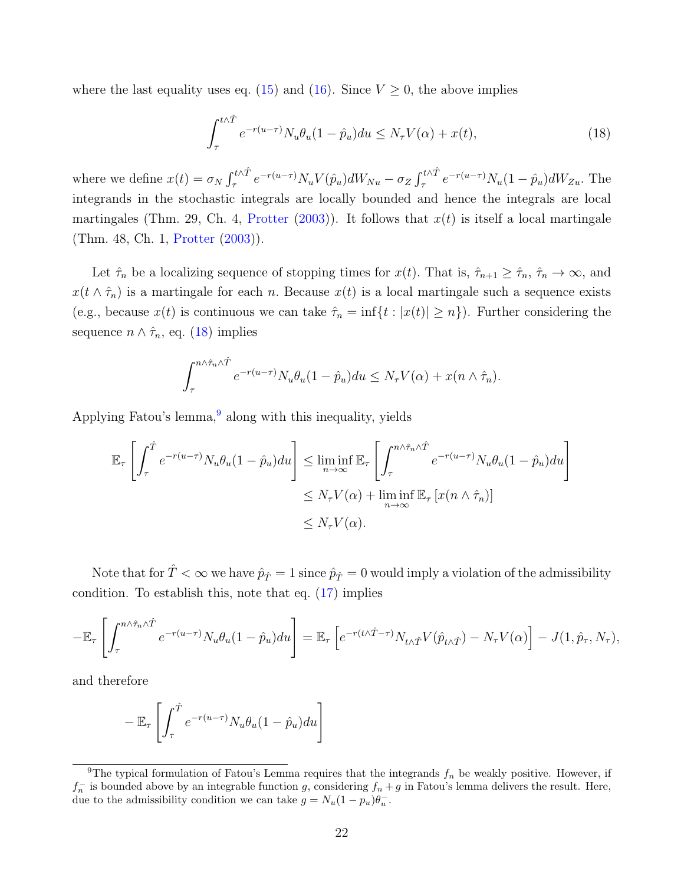where the last equality uses eq. (15) and (16). Since $V \geq 0$, the above implies

$$\int_{\tau}^{t\wedge\hat{T}} e^{-r(u-\tau)} N_u \theta_u (1-\hat{p}_u) du \leq N_\tau V(\alpha) + x(t), \tag{18}$$

where we define $x(t) = \sigma_N \int_{\tau}^{t\wedge\hat{T}} e^{-r(u-\tau)} N_u V(\hat{p}_u) dW_{Nu} - \sigma_Z \int_{\tau}^{t\wedge\hat{T}} e^{-r(u-\tau)} N_u (1-\hat{p}_u) dW_{Zu}$. The integrands in the stochastic integrals are locally bounded and hence the integrals are local martingales (Thm. 29, Ch. 4, Protter (2003)). It follows that $x(t)$ is itself a local martingale (Thm. 48, Ch. 1, Protter (2003)).

Let $\hat{\tau}_n$ be a localizing sequence of stopping times for $x(t)$. That is, $\hat{\tau}_{n+1} \geq \hat{\tau}_n$, $\hat{\tau}_n \to \infty$, and $x(t \wedge \hat{\tau}_n)$ is a martingale for each $n$. Because $x(t)$ is a local martingale such a sequence exists (e.g., because $x(t)$ is continuous we can take $\hat{\tau}_n = \inf\{t : |x(t)| \geq n\}$). Further considering the sequence $n \wedge \hat{\tau}_n$, eq. (18) implies

$$\int_{\tau}^{n\wedge\hat{\tau}_n\wedge\hat{T}} e^{-r(u-\tau)} N_u \theta_u (1-\hat{p}_u) du \leq N_\tau V(\alpha) + x(n \wedge \hat{\tau}_n).$$

Applying Fatou's lemma,[9] along with this inequality, yields

$$\begin{aligned}
\mathbb{E}_\tau \left[ \int_{\tau}^{\hat{T}} e^{-r(u-\tau)} N_u \theta_u (1-\hat{p}_u) du \right] &\leq \liminf_{n\to\infty} \mathbb{E}_\tau \left[ \int_{\tau}^{n\wedge\hat{\tau}_n\wedge\hat{T}} e^{-r(u-\tau)} N_u \theta_u (1-\hat{p}_u) du \right] \\
&\leq N_\tau V(\alpha) + \liminf_{n\to\infty} \mathbb{E}_\tau \left[ x(n \wedge \hat{\tau}_n) \right] \\
&\leq N_\tau V(\alpha).
\end{aligned}$$

Note that for $\hat{T} < \infty$ we have $\hat{p}_{\hat{T}} = 1$ since $\hat{p}_{\hat{T}} = 0$ would imply a violation of the admissibility condition. To establish this, note that eq. (17) implies

$$-\mathbb{E}_\tau \left[ \int_{\tau}^{n\wedge\hat{\tau}_n\wedge\hat{T}} e^{-r(u-\tau)} N_u \theta_u (1-\hat{p}_u) du \right] = \mathbb{E}_\tau \left[ e^{-r(t\wedge\hat{T}-\tau)} N_{t\wedge\hat{T}} V(\hat{p}_{t\wedge\hat{T}}) - N_\tau V(\alpha) \right] - J(1, \hat{p}_\tau, N_\tau),$$

and therefore

$$-\mathbb{E}_\tau \left[ \int_{\tau}^{\hat{T}} e^{-r(u-\tau)} N_u \theta_u (1-\hat{p}_u) du \right]$$

[9] The typical formulation of Fatou's Lemma requires that the integrands $f_n$ be weakly positive. However, if $f_n^-$ is bounded above by an integrable function $g$, considering $f_n + g$ in Fatou's lemma delivers the result. Here, due to the admissibility condition we can take $g = N_u(1-p_u)\theta_u^-$.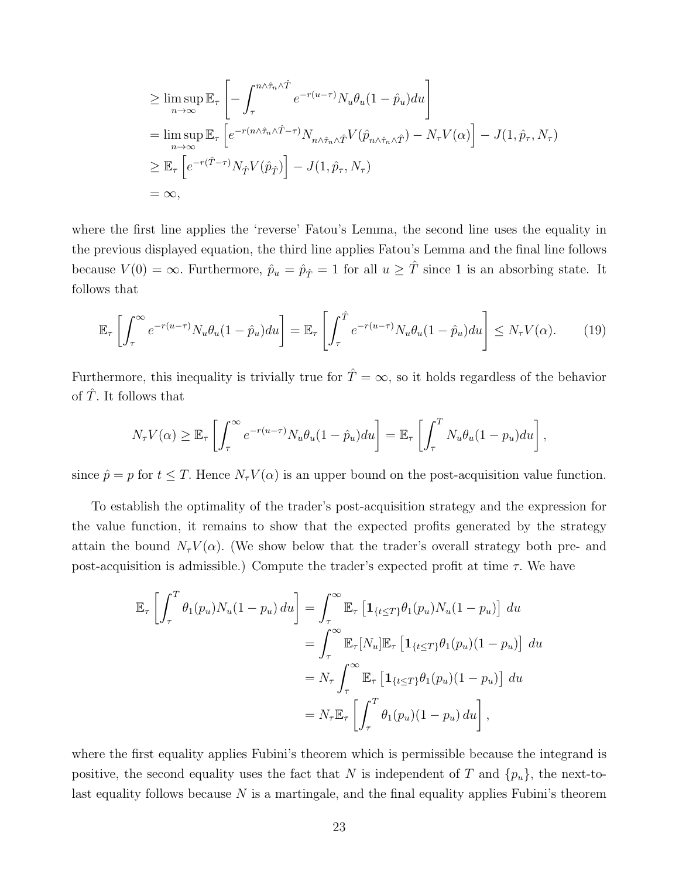$$
\begin{aligned}
&\geq \limsup_{n\to\infty} \mathbb{E}_\tau \left[ -\int_\tau^{n\wedge\hat{\tau}_n\wedge\hat{T}} e^{-r(u-\tau)} N_u \theta_u (1-\hat{p}_u) du \right] \\
&= \limsup_{n\to\infty} \mathbb{E}_\tau \left[ e^{-r(n\wedge\hat{\tau}_n\wedge\hat{T}-\tau)} N_{n\wedge\hat{\tau}_n\wedge\hat{T}} V(\hat{p}_{n\wedge\hat{\tau}_n\wedge\hat{T}}) - N_\tau V(\alpha) \right] - J(1, \hat{p}_\tau, N_\tau) \\
&\geq \mathbb{E}_\tau \left[ e^{-r(\hat{T}-\tau)} N_{\hat{T}} V(\hat{p}_{\hat{T}}) \right] - J(1, \hat{p}_\tau, N_\tau) \\
&= \infty,
\end{aligned}
$$

where the first line applies the 'reverse' Fatou's Lemma, the second line uses the equality in the previous displayed equation, the third line applies Fatou's Lemma and the final line follows because $V(0) = \infty$. Furthermore, $\hat{p}_u = \hat{p}_{\hat{T}} = 1$ for all $u \geq \hat{T}$ since 1 is an absorbing state. It follows that

$$
\mathbb{E}_\tau \left[ \int_\tau^\infty e^{-r(u-\tau)} N_u \theta_u (1-\hat{p}_u) du \right] = \mathbb{E}_\tau \left[ \int_\tau^{\hat{T}} e^{-r(u-\tau)} N_u \theta_u (1-\hat{p}_u) du \right] \leq N_\tau V(\alpha). \tag{19}
$$

Furthermore, this inequality is trivially true for $\hat{T} = \infty$, so it holds regardless of the behavior of $\hat{T}$. It follows that

$$
N_\tau V(\alpha) \geq \mathbb{E}_\tau \left[ \int_\tau^\infty e^{-r(u-\tau)} N_u \theta_u (1-\hat{p}_u) du \right] = \mathbb{E}_\tau \left[ \int_\tau^T N_u \theta_u (1-p_u) du \right],
$$

since $\hat{p} = p$ for $t \leq T$. Hence $N_\tau V(\alpha)$ is an upper bound on the post-acquisition value function.

To establish the optimality of the trader's post-acquisition strategy and the expression for the value function, it remains to show that the expected profits generated by the strategy attain the bound $N_\tau V(\alpha)$. (We show below that the trader's overall strategy both pre- and post-acquisition is admissible.) Compute the trader's expected profit at time $\tau$. We have

$$
\begin{aligned}
\mathbb{E}_\tau \left[ \int_\tau^T \theta_1(p_u) N_u (1-p_u)\, du \right] &= \int_\tau^\infty \mathbb{E}_\tau \left[ \mathbf{1}_{\{t\leq T\}} \theta_1(p_u) N_u (1-p_u) \right] du \\
&= \int_\tau^\infty \mathbb{E}_\tau[N_u] \mathbb{E}_\tau \left[ \mathbf{1}_{\{t\leq T\}} \theta_1(p_u)(1-p_u) \right] du \\
&= N_\tau \int_\tau^\infty \mathbb{E}_\tau \left[ \mathbf{1}_{\{t\leq T\}} \theta_1(p_u)(1-p_u) \right] du \\
&= N_\tau \mathbb{E}_\tau \left[ \int_\tau^T \theta_1(p_u)(1-p_u)\, du \right],
\end{aligned}
$$

where the first equality applies Fubini's theorem which is permissible because the integrand is positive, the second equality uses the fact that $N$ is independent of $T$ and $\{p_u\}$, the next-to-last equality follows because $N$ is a martingale, and the final equality applies Fubini's theorem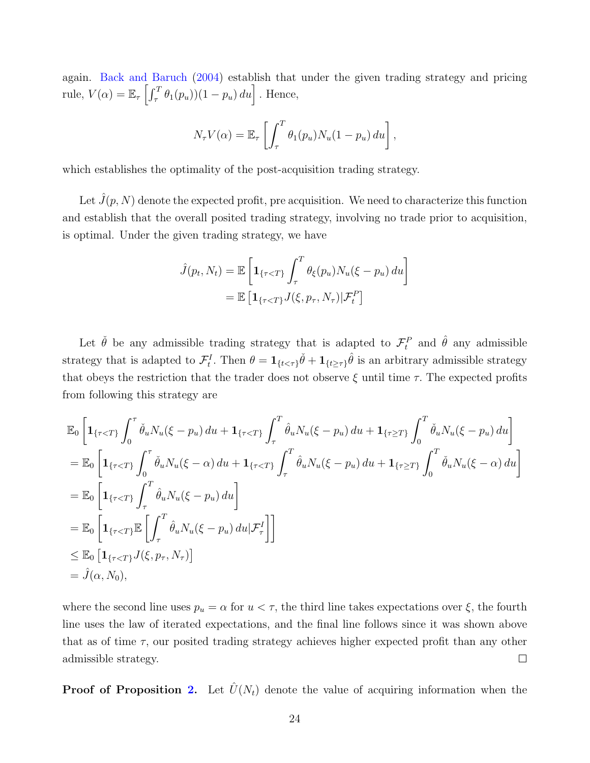again. Back and Baruch (2004) establish that under the given trading strategy and pricing rule, $V(\alpha) = \mathbb{E}_\tau \left[\int_\tau^T \theta_1(p_u))(1 - p_u)\, du\right]$. Hence,

$$N_\tau V(\alpha) = \mathbb{E}_\tau \left[\int_\tau^T \theta_1(p_u) N_u (1 - p_u)\, du\right],$$

which establishes the optimality of the post-acquisition trading strategy.

Let $\hat{J}(p, N)$ denote the expected profit, pre acquisition. We need to characterize this function and establish that the overall posited trading strategy, involving no trade prior to acquisition, is optimal. Under the given trading strategy, we have

$$\begin{aligned}
\hat{J}(p_t, N_t) &= \mathbb{E}\left[\mathbf{1}_{\{\tau<T\}} \int_\tau^T \theta_\xi(p_u) N_u (\xi - p_u)\, du\right] \\
&= \mathbb{E}\left[\mathbf{1}_{\{\tau<T\}} J(\xi, p_\tau, N_\tau) | \mathcal{F}_t^P\right]
\end{aligned}$$

Let $\check{\theta}$ be any admissible trading strategy that is adapted to $\mathcal{F}_t^P$ and $\hat{\theta}$ any admissible strategy that is adapted to $\mathcal{F}_t^I$. Then $\theta = \mathbf{1}_{\{t<\tau\}}\check{\theta} + \mathbf{1}_{\{t\geq\tau\}}\hat{\theta}$ is an arbitrary admissible strategy that obeys the restriction that the trader does not observe $\xi$ until time $\tau$. The expected profits from following this strategy are

$$\begin{aligned}
&\mathbb{E}_0 \left[\mathbf{1}_{\{\tau<T\}} \int_0^\tau \check{\theta}_u N_u (\xi - p_u)\, du + \mathbf{1}_{\{\tau<T\}} \int_\tau^T \hat{\theta}_u N_u (\xi - p_u)\, du + \mathbf{1}_{\{\tau\geq T\}} \int_0^T \check{\theta}_u N_u (\xi - p_u)\, du\right] \\
&= \mathbb{E}_0 \left[\mathbf{1}_{\{\tau<T\}} \int_0^\tau \check{\theta}_u N_u (\xi - \alpha)\, du + \mathbf{1}_{\{\tau<T\}} \int_\tau^T \hat{\theta}_u N_u (\xi - p_u)\, du + \mathbf{1}_{\{\tau\geq T\}} \int_0^T \check{\theta}_u N_u (\xi - \alpha)\, du\right] \\
&= \mathbb{E}_0 \left[\mathbf{1}_{\{\tau<T\}} \int_\tau^T \hat{\theta}_u N_u (\xi - p_u)\, du\right] \\
&= \mathbb{E}_0 \left[\mathbf{1}_{\{\tau<T\}} \mathbb{E}\left[\int_\tau^T \hat{\theta}_u N_u (\xi - p_u)\, du | \mathcal{F}_\tau^I\right]\right] \\
&\leq \mathbb{E}_0 \left[\mathbf{1}_{\{\tau<T\}} J(\xi, p_\tau, N_\tau)\right] \\
&= \hat{J}(\alpha, N_0),
\end{aligned}$$

where the second line uses $p_u = \alpha$ for $u < \tau$, the third line takes expectations over $\xi$, the fourth line uses the law of iterated expectations, and the final line follows since it was shown above that as of time $\tau$, our posited trading strategy achieves higher expected profit than any other admissible strategy. ☐

**Proof of Proposition 2.** Let $\hat{U}(N_t)$ denote the value of acquiring information when the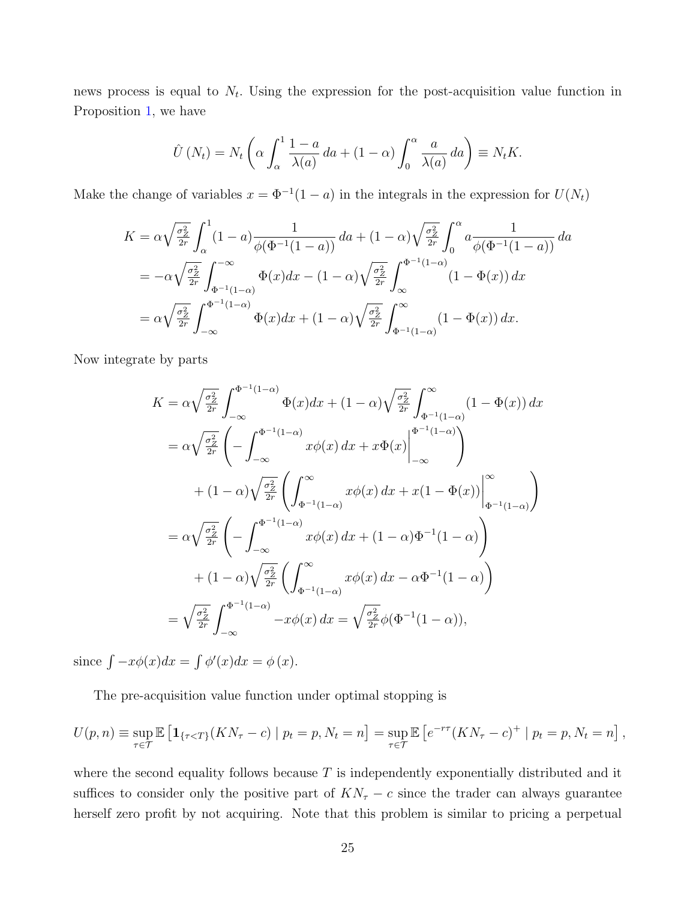news process is equal to $N_t$. Using the expression for the post-acquisition value function in Proposition 1, we have

$$\hat{U}(N_t) = N_t \left( \alpha \int_{\alpha}^{1} \frac{1-a}{\lambda(a)}\, da + (1-\alpha) \int_{0}^{\alpha} \frac{a}{\lambda(a)}\, da \right) \equiv N_t K.$$

Make the change of variables $x = \Phi^{-1}(1-a)$ in the integrals in the expression for $U(N_t)$

$$\begin{aligned}
K &= \alpha \sqrt{\tfrac{\sigma_Z^2}{2r}} \int_{\alpha}^{1} (1-a) \frac{1}{\phi(\Phi^{-1}(1-a))}\, da + (1-\alpha) \sqrt{\tfrac{\sigma_Z^2}{2r}} \int_{0}^{\alpha} a \frac{1}{\phi(\Phi^{-1}(1-a))}\, da \\
&= -\alpha \sqrt{\tfrac{\sigma_Z^2}{2r}} \int_{\Phi^{-1}(1-\alpha)}^{-\infty} \Phi(x) dx - (1-\alpha) \sqrt{\tfrac{\sigma_Z^2}{2r}} \int_{\infty}^{\Phi^{-1}(1-\alpha)} (1-\Phi(x))\, dx \\
&= \alpha \sqrt{\tfrac{\sigma_Z^2}{2r}} \int_{-\infty}^{\Phi^{-1}(1-\alpha)} \Phi(x) dx + (1-\alpha) \sqrt{\tfrac{\sigma_Z^2}{2r}} \int_{\Phi^{-1}(1-\alpha)}^{\infty} (1-\Phi(x))\, dx.
\end{aligned}$$

Now integrate by parts

$$\begin{aligned}
K &= \alpha \sqrt{\tfrac{\sigma_Z^2}{2r}} \int_{-\infty}^{\Phi^{-1}(1-\alpha)} \Phi(x) dx + (1-\alpha) \sqrt{\tfrac{\sigma_Z^2}{2r}} \int_{\Phi^{-1}(1-\alpha)}^{\infty} (1-\Phi(x))\, dx \\
&= \alpha \sqrt{\tfrac{\sigma_Z^2}{2r}} \left( -\int_{-\infty}^{\Phi^{-1}(1-\alpha)} x\phi(x)\, dx + x\Phi(x) \Big|_{-\infty}^{\Phi^{-1}(1-\alpha)} \right) \\
&\quad + (1-\alpha) \sqrt{\tfrac{\sigma_Z^2}{2r}} \left( \int_{\Phi^{-1}(1-\alpha)}^{\infty} x\phi(x)\, dx + x(1-\Phi(x)) \Big|_{\Phi^{-1}(1-\alpha)}^{\infty} \right) \\
&= \alpha \sqrt{\tfrac{\sigma_Z^2}{2r}} \left( -\int_{-\infty}^{\Phi^{-1}(1-\alpha)} x\phi(x)\, dx + (1-\alpha)\Phi^{-1}(1-\alpha) \right) \\
&\quad + (1-\alpha) \sqrt{\tfrac{\sigma_Z^2}{2r}} \left( \int_{\Phi^{-1}(1-\alpha)}^{\infty} x\phi(x)\, dx - \alpha\Phi^{-1}(1-\alpha) \right) \\
&= \sqrt{\tfrac{\sigma_Z^2}{2r}} \int_{-\infty}^{\Phi^{-1}(1-\alpha)} -x\phi(x)\, dx = \sqrt{\tfrac{\sigma_Z^2}{2r}} \phi(\Phi^{-1}(1-\alpha)),
\end{aligned}$$

since $\int -x\phi(x) dx = \int \phi'(x) dx = \phi(x)$.

The pre-acquisition value function under optimal stopping is

$$U(p,n) \equiv \sup_{\tau \in \mathcal{T}} \mathbb{E}\left[ \mathbf{1}_{\{\tau < T\}} (KN_\tau - c) \mid p_t = p, N_t = n \right] = \sup_{\tau \in \mathcal{T}} \mathbb{E}\left[ e^{-r\tau} (KN_\tau - c)^+ \mid p_t = p, N_t = n \right],$$

where the second equality follows because $T$ is independently exponentially distributed and it suffices to consider only the positive part of $KN_\tau - c$ since the trader can always guarantee herself zero profit by not acquiring. Note that this problem is similar to pricing a perpetual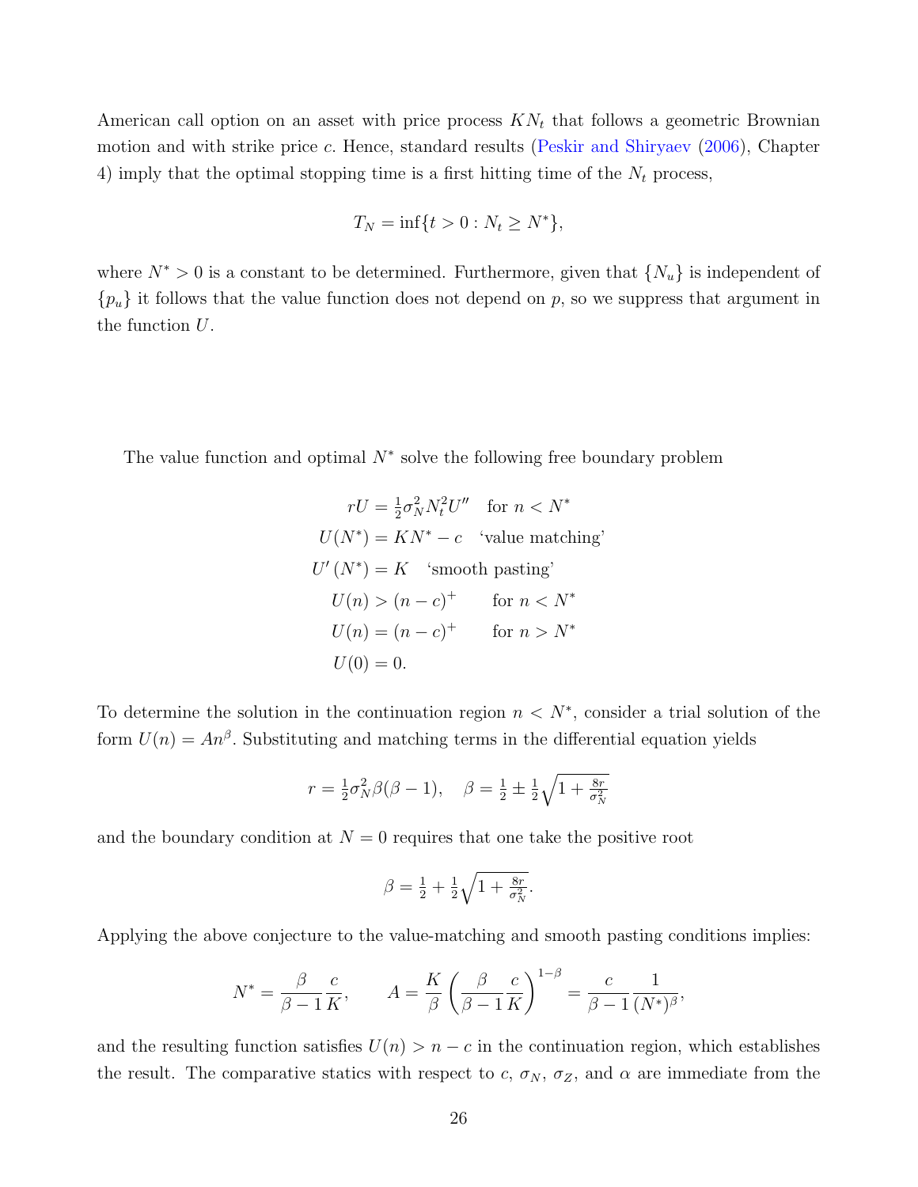American call option on an asset with price process $KN_t$ that follows a geometric Brownian motion and with strike price $c$. Hence, standard results (Peskir and Shiryaev (2006), Chapter 4) imply that the optimal stopping time is a first hitting time of the $N_t$ process,

$$T_N = \inf\{t > 0 : N_t \geq N^*\},$$

where $N^* > 0$ is a constant to be determined. Furthermore, given that $\{N_u\}$ is independent of $\{p_u\}$ it follows that the value function does not depend on $p$, so we suppress that argument in the function $U$.

The value function and optimal $N^*$ solve the following free boundary problem

$$\begin{aligned}
rU &= \tfrac{1}{2}\sigma_N^2 N_t^2 U'' \quad \text{for } n < N^* \\
U(N^*) &= KN^* - c \quad \text{`value matching'} \\
U'(N^*) &= K \quad \text{`smooth pasting'} \\
U(n) &> (n-c)^+ \qquad \text{for } n < N^* \\
U(n) &= (n-c)^+ \qquad \text{for } n > N^* \\
U(0) &= 0.
\end{aligned}$$

To determine the solution in the continuation region $n < N^*$, consider a trial solution of the form $U(n) = An^\beta$. Substituting and matching terms in the differential equation yields

$$r = \tfrac{1}{2}\sigma_N^2 \beta(\beta - 1), \quad \beta = \tfrac{1}{2} \pm \tfrac{1}{2}\sqrt{1 + \tfrac{8r}{\sigma_N^2}}$$

and the boundary condition at $N = 0$ requires that one take the positive root

$$\beta = \tfrac{1}{2} + \tfrac{1}{2}\sqrt{1 + \tfrac{8r}{\sigma_N^2}}.$$

Applying the above conjecture to the value-matching and smooth pasting conditions implies:

$$N^* = \frac{\beta}{\beta - 1}\frac{c}{K}, \qquad A = \frac{K}{\beta}\left(\frac{\beta}{\beta-1}\frac{c}{K}\right)^{1-\beta} = \frac{c}{\beta-1}\frac{1}{(N^*)^\beta},$$

and the resulting function satisfies $U(n) > n - c$ in the continuation region, which establishes the result. The comparative statics with respect to $c$, $\sigma_N$, $\sigma_Z$, and $\alpha$ are immediate from the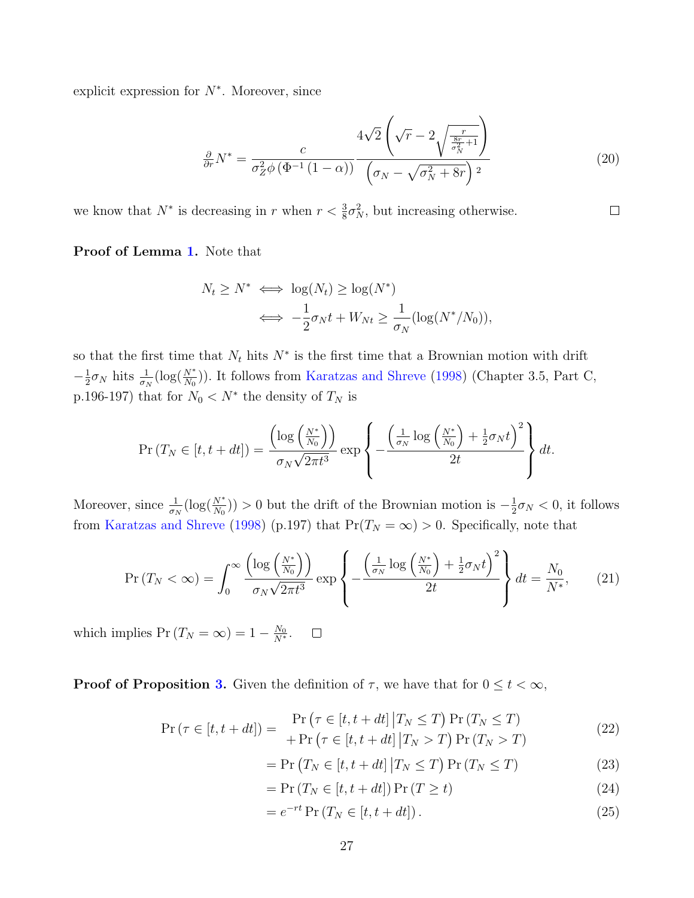explicit expression for $N^*$. Moreover, since

$$\frac{\partial}{\partial r}N^* = \frac{c}{\sigma_Z^2 \phi\left(\Phi^{-1}(1-\alpha)\right)} \frac{4\sqrt{2}\left(\sqrt{r} - 2\sqrt{\frac{r}{\frac{8r}{\sigma_N^2}+1}}\right)}{\left(\sigma_N - \sqrt{\sigma_N^2 + 8r}\right)^2} \tag{20}$$

we know that $N^*$ is decreasing in $r$ when $r < \frac{3}{8}\sigma_N^2$, but increasing otherwise. □

**Proof of Lemma 1.** Note that

$$\begin{aligned} N_t \geq N^* &\iff \log(N_t) \geq \log(N^*) \\ &\iff -\frac{1}{2}\sigma_N t + W_{Nt} \geq \frac{1}{\sigma_N}(\log(N^*/N_0)), \end{aligned}$$

so that the first time that $N_t$ hits $N^*$ is the first time that a Brownian motion with drift $-\frac{1}{2}\sigma_N$ hits $\frac{1}{\sigma_N}(\log(\frac{N^*}{N_0}))$. It follows from Karatzas and Shreve (1998) (Chapter 3.5, Part C, p.196-197) that for $N_0 < N^*$ the density of $T_N$ is

$$\Pr\left(T_N \in [t, t+dt]\right) = \frac{\left(\log\left(\frac{N^*}{N_0}\right)\right)}{\sigma_N\sqrt{2\pi t^3}} \exp\left\{-\frac{\left(\frac{1}{\sigma_N}\log\left(\frac{N^*}{N_0}\right) + \frac{1}{2}\sigma_N t\right)^2}{2t}\right\} dt.$$

Moreover, since $\frac{1}{\sigma_N}(\log(\frac{N^*}{N_0})) > 0$ but the drift of the Brownian motion is $-\frac{1}{2}\sigma_N < 0$, it follows from Karatzas and Shreve (1998) (p.197) that $\Pr(T_N = \infty) > 0$. Specifically, note that

$$\Pr\left(T_N < \infty\right) = \int_0^\infty \frac{\left(\log\left(\frac{N^*}{N_0}\right)\right)}{\sigma_N\sqrt{2\pi t^3}} \exp\left\{-\frac{\left(\frac{1}{\sigma_N}\log\left(\frac{N^*}{N_0}\right) + \frac{1}{2}\sigma_N t\right)^2}{2t}\right\} dt = \frac{N_0}{N^*}, \tag{21}$$

which implies $\Pr\left(T_N = \infty\right) = 1 - \frac{N_0}{N^*}$. □

**Proof of Proposition 3.** Given the definition of $\tau$, we have that for $0 \leq t < \infty$,

$$\begin{aligned} \Pr\left(\tau \in [t, t+dt]\right) = &\Pr\left(\tau \in [t, t+dt] \,\middle|\, T_N \leq T\right)\Pr\left(T_N \leq T\right) \\ &+ \Pr\left(\tau \in [t, t+dt] \,\middle|\, T_N > T\right)\Pr\left(T_N > T\right) \end{aligned} \tag{22}$$

$$= \Pr\left(T_N \in [t, t+dt] \,\middle|\, T_N \leq T\right)\Pr\left(T_N \leq T\right) \tag{23}$$

$$= \Pr\left(T_N \in [t, t+dt]\right)\Pr\left(T \geq t\right) \tag{24}$$

$$= e^{-rt}\Pr\left(T_N \in [t, t+dt]\right). \tag{25}$$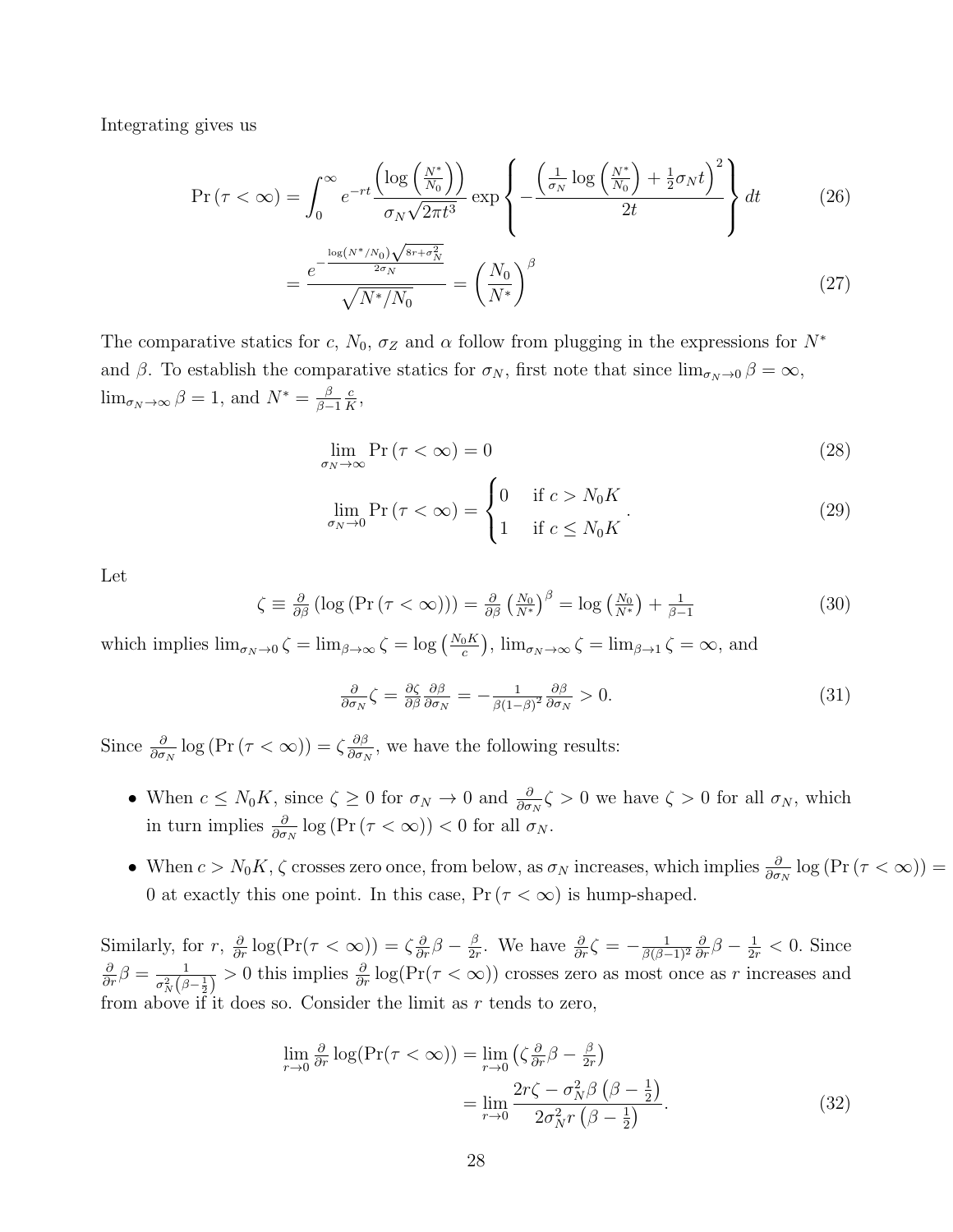Integrating gives us

$$\Pr(\tau < \infty) = \int_0^\infty e^{-rt} \frac{\left(\log\left(\frac{N^*}{N_0}\right)\right)}{\sigma_N \sqrt{2\pi t^3}} \exp\left\{ -\frac{\left(\frac{1}{\sigma_N}\log\left(\frac{N^*}{N_0}\right) + \frac{1}{2}\sigma_N t\right)^2}{2t} \right\} dt \tag{26}$$

$$= \frac{e^{-\frac{\log(N^*/N_0)\sqrt{8r+\sigma_N^2}}{2\sigma_N}}}{\sqrt{N^*/N_0}} = \left(\frac{N_0}{N^*}\right)^\beta \tag{27}$$

The comparative statics for $c$, $N_0$, $\sigma_Z$ and $\alpha$ follow from plugging in the expressions for $N^*$ and $\beta$. To establish the comparative statics for $\sigma_N$, first note that since $\lim_{\sigma_N \to 0} \beta = \infty$, $\lim_{\sigma_N \to \infty} \beta = 1$, and $N^* = \frac{\beta}{\beta - 1}\frac{c}{K}$,

$$\lim_{\sigma_N \to \infty} \Pr(\tau < \infty) = 0 \tag{28}$$

$$\lim_{\sigma_N \to 0} \Pr(\tau < \infty) = \begin{cases} 0 & \text{if } c > N_0 K \\ 1 & \text{if } c \leq N_0 K \end{cases}. \tag{29}$$

Let

$$\zeta \equiv \tfrac{\partial}{\partial \beta}\left(\log\left(\Pr(\tau < \infty)\right)\right) = \tfrac{\partial}{\partial \beta}\left(\tfrac{N_0}{N^*}\right)^\beta = \log\left(\tfrac{N_0}{N^*}\right) + \tfrac{1}{\beta - 1} \tag{30}$$

which implies $\lim_{\sigma_N \to 0} \zeta = \lim_{\beta \to \infty} \zeta = \log\left(\frac{N_0 K}{c}\right)$, $\lim_{\sigma_N \to \infty} \zeta = \lim_{\beta \to 1} \zeta = \infty$, and

$$\tfrac{\partial}{\partial \sigma_N}\zeta = \tfrac{\partial \zeta}{\partial \beta}\tfrac{\partial \beta}{\partial \sigma_N} = -\tfrac{1}{\beta(1-\beta)^2}\tfrac{\partial \beta}{\partial \sigma_N} > 0. \tag{31}$$

Since $\frac{\partial}{\partial \sigma_N}\log\left(\Pr(\tau < \infty)\right) = \zeta \frac{\partial \beta}{\partial \sigma_N}$, we have the following results:

- When $c \leq N_0 K$, since $\zeta \geq 0$ for $\sigma_N \to 0$ and $\frac{\partial}{\partial \sigma_N}\zeta > 0$ we have $\zeta > 0$ for all $\sigma_N$, which in turn implies $\frac{\partial}{\partial \sigma_N}\log\left(\Pr(\tau < \infty)\right) < 0$ for all $\sigma_N$.
- When $c > N_0 K$, $\zeta$ crosses zero once, from below, as $\sigma_N$ increases, which implies $\frac{\partial}{\partial \sigma_N}\log\left(\Pr(\tau < \infty)\right) = 0$ at exactly this one point. In this case, $\Pr(\tau < \infty)$ is hump-shaped.

Similarly, for $r$, $\frac{\partial}{\partial r}\log(\Pr(\tau < \infty)) = \zeta \frac{\partial}{\partial r}\beta - \frac{\beta}{2r}$. We have $\frac{\partial}{\partial r}\zeta = -\frac{1}{\beta(\beta-1)^2}\frac{\partial}{\partial r}\beta - \frac{1}{2r} < 0$. Since $\frac{\partial}{\partial r}\beta = \frac{1}{\sigma_N^2\left(\beta - \frac{1}{2}\right)} > 0$ this implies $\frac{\partial}{\partial r}\log(\Pr(\tau < \infty))$ crosses zero as most once as $r$ increases and from above if it does so. Consider the limit as $r$ tends to zero,

$$\lim_{r \to 0} \tfrac{\partial}{\partial r}\log(\Pr(\tau < \infty)) = \lim_{r \to 0}\left(\zeta \tfrac{\partial}{\partial r}\beta - \tfrac{\beta}{2r}\right)$$

$$= \lim_{r \to 0} \frac{2r\zeta - \sigma_N^2 \beta\left(\beta - \frac{1}{2}\right)}{2\sigma_N^2 r\left(\beta - \frac{1}{2}\right)}. \tag{32}$$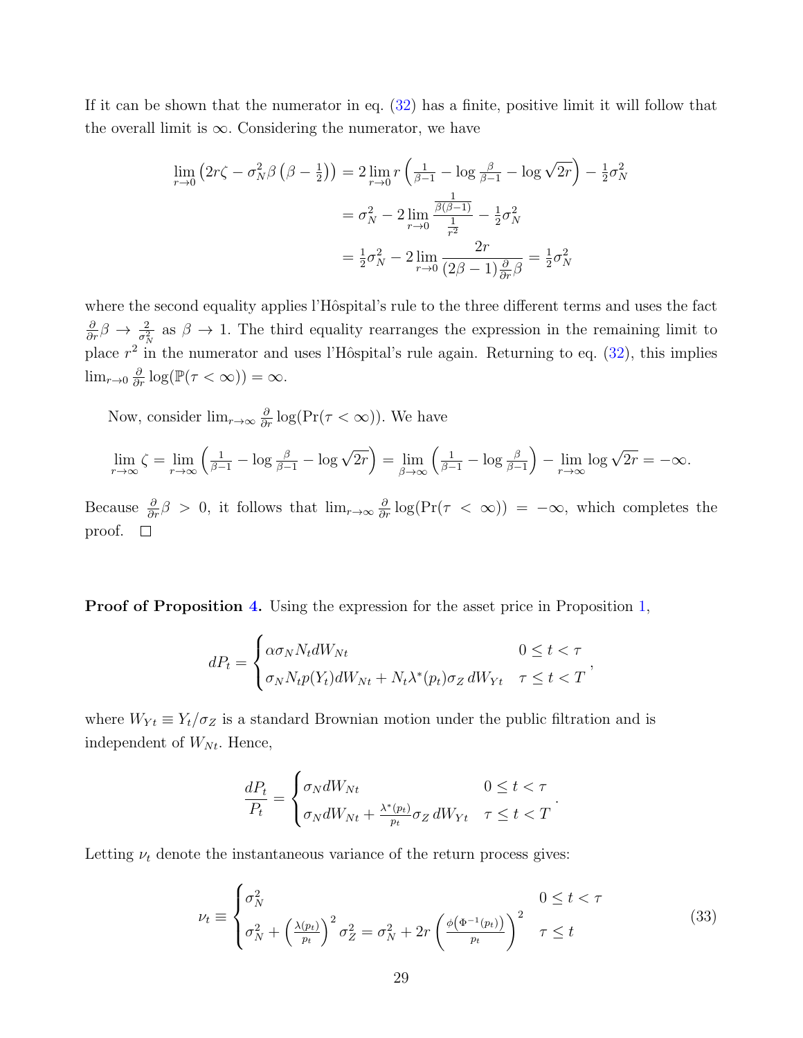If it can be shown that the numerator in eq. (32) has a finite, positive limit it will follow that the overall limit is $\infty$. Considering the numerator, we have

$$
\begin{aligned}
\lim_{r\to 0}\left(2r\zeta - \sigma_N^2\beta\left(\beta-\tfrac{1}{2}\right)\right) &= 2\lim_{r\to 0} r\left(\tfrac{1}{\beta-1} - \log\tfrac{\beta}{\beta-1} - \log\sqrt{2r}\right) - \tfrac{1}{2}\sigma_N^2 \\
&= \sigma_N^2 - 2\lim_{r\to 0}\frac{\frac{1}{\beta(\beta-1)}}{\frac{1}{r^2}} - \tfrac{1}{2}\sigma_N^2 \\
&= \tfrac{1}{2}\sigma_N^2 - 2\lim_{r\to 0}\frac{2r}{(2\beta-1)\frac{\partial}{\partial r}\beta} = \tfrac{1}{2}\sigma_N^2
\end{aligned}
$$

where the second equality applies l'Hôspital's rule to the three different terms and uses the fact $\frac{\partial}{\partial r}\beta \to \frac{2}{\sigma_N^2}$ as $\beta \to 1$. The third equality rearranges the expression in the remaining limit to place $r^2$ in the numerator and uses l'Hôspital's rule again. Returning to eq. (32), this implies $\lim_{r\to 0}\frac{\partial}{\partial r}\log(\mathbb{P}(\tau<\infty)) = \infty$.

Now, consider $\lim_{r\to\infty}\frac{\partial}{\partial r}\log(\Pr(\tau<\infty))$. We have

$$
\lim_{r\to\infty}\zeta = \lim_{r\to\infty}\left(\tfrac{1}{\beta-1} - \log\tfrac{\beta}{\beta-1} - \log\sqrt{2r}\right) = \lim_{\beta\to\infty}\left(\tfrac{1}{\beta-1} - \log\tfrac{\beta}{\beta-1}\right) - \lim_{r\to\infty}\log\sqrt{2r} = -\infty.
$$

Because $\frac{\partial}{\partial r}\beta > 0$, it follows that $\lim_{r\to\infty}\frac{\partial}{\partial r}\log(\Pr(\tau<\infty)) = -\infty$, which completes the proof. □

**Proof of Proposition 4.** Using the expression for the asset price in Proposition 1,

$$
dP_t = \begin{cases} \alpha\sigma_N N_t dW_{Nt} & 0 \le t < \tau \\ \sigma_N N_t p(Y_t) dW_{Nt} + N_t\lambda^*(p_t)\sigma_Z\, dW_{Yt} & \tau \le t < T \end{cases},
$$

where $W_{Yt} \equiv Y_t/\sigma_Z$ is a standard Brownian motion under the public filtration and is independent of $W_{Nt}$. Hence,

$$
\frac{dP_t}{P_t} = \begin{cases} \sigma_N dW_{Nt} & 0 \le t < \tau \\ \sigma_N dW_{Nt} + \frac{\lambda^*(p_t)}{p_t}\sigma_Z\, dW_{Yt} & \tau \le t < T \end{cases}.
$$

Letting $\nu_t$ denote the instantaneous variance of the return process gives:

$$
\nu_t \equiv \begin{cases} \sigma_N^2 & 0 \le t < \tau \\ \sigma_N^2 + \left(\frac{\lambda(p_t)}{p_t}\right)^2\sigma_Z^2 = \sigma_N^2 + 2r\left(\frac{\phi\left(\Phi^{-1}(p_t)\right)}{p_t}\right)^2 & \tau \le t \end{cases} \tag{33}
$$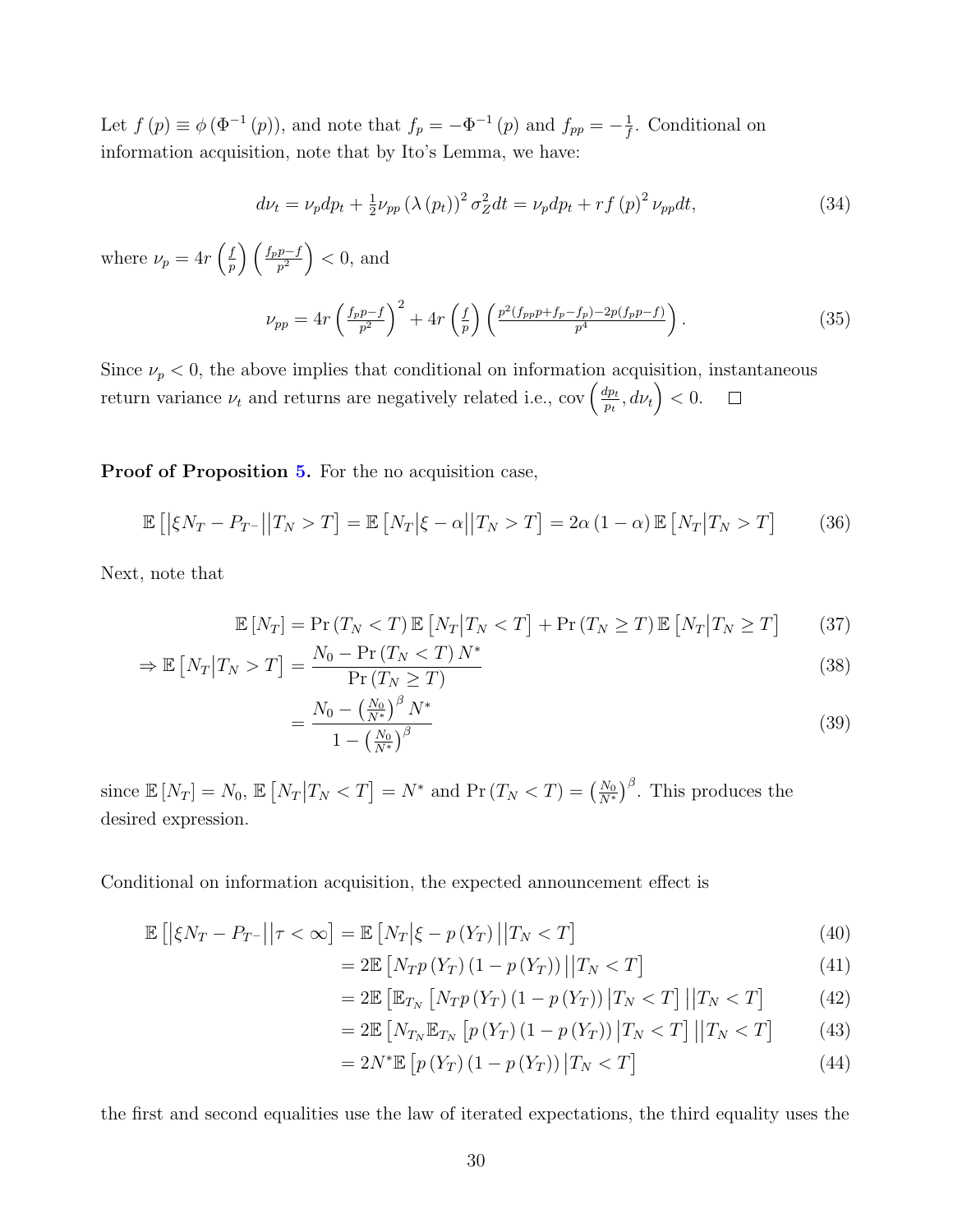Let $f(p) \equiv \phi\left(\Phi^{-1}(p)\right)$, and note that $f_p = -\Phi^{-1}(p)$ and $f_{pp} = -\frac{1}{f}$. Conditional on information acquisition, note that by Ito's Lemma, we have:

$$d\nu_t = \nu_p dp_t + \tfrac{1}{2}\nu_{pp}\left(\lambda\left(p_t\right)\right)^2 \sigma_Z^2 dt = \nu_p dp_t + rf(p)^2 \nu_{pp} dt, \tag{34}$$

where $\nu_p = 4r\left(\frac{f}{p}\right)\left(\frac{f_p p - f}{p^2}\right) < 0$, and

$$\nu_{pp} = 4r\left(\frac{f_p p - f}{p^2}\right)^2 + 4r\left(\frac{f}{p}\right)\left(\frac{p^2\left(f_{pp}p + f_p - f_p\right) - 2p\left(f_p p - f\right)}{p^4}\right). \tag{35}$$

Since $\nu_p < 0$, the above implies that conditional on information acquisition, instantaneous return variance $\nu_t$ and returns are negatively related i.e., $\operatorname{cov}\left(\frac{dp_t}{p_t}, d\nu_t\right) < 0$. $\square$

**Proof of Proposition 5.** For the no acquisition case,

$$\mathbb{E}\left[\left|\xi N_T - P_{T-}\right| \middle| T_N > T\right] = \mathbb{E}\left[N_T\left|\xi - \alpha\right| \middle| T_N > T\right] = 2\alpha\left(1-\alpha\right)\mathbb{E}\left[N_T \middle| T_N > T\right] \tag{36}$$

Next, note that

$$\mathbb{E}\left[N_T\right] = \Pr\left(T_N < T\right)\mathbb{E}\left[N_T \middle| T_N < T\right] + \Pr\left(T_N \geq T\right)\mathbb{E}\left[N_T \middle| T_N \geq T\right] \tag{37}$$

$$\Rightarrow \mathbb{E}\left[N_T \middle| T_N > T\right] = \frac{N_0 - \Pr\left(T_N < T\right)N^*}{\Pr\left(T_N \geq T\right)} \tag{38}$$

$$= \frac{N_0 - \left(\frac{N_0}{N^*}\right)^\beta N^*}{1 - \left(\frac{N_0}{N^*}\right)^\beta} \tag{39}$$

since $\mathbb{E}\left[N_T\right] = N_0$, $\mathbb{E}\left[N_T \middle| T_N < T\right] = N^*$ and $\Pr\left(T_N < T\right) = \left(\frac{N_0}{N^*}\right)^\beta$. This produces the desired expression.

Conditional on information acquisition, the expected announcement effect is

$$\mathbb{E}\left[\left|\xi N_T - P_{T-}\right| \middle| \tau < \infty\right] = \mathbb{E}\left[N_T\left|\xi - p\left(Y_T\right)\right| \middle| T_N < T\right] \tag{40}$$

$$= 2\mathbb{E}\left[N_T p\left(Y_T\right)\left(1 - p\left(Y_T\right)\right) \middle| T_N < T\right] \tag{41}$$

$$= 2\mathbb{E}\left[\mathbb{E}_{T_N}\left[N_T p\left(Y_T\right)\left(1 - p\left(Y_T\right)\right) \middle| T_N < T\right] \middle| T_N < T\right] \tag{42}$$

$$= 2\mathbb{E}\left[N_{T_N}\mathbb{E}_{T_N}\left[p\left(Y_T\right)\left(1 - p\left(Y_T\right)\right) \middle| T_N < T\right] \middle| T_N < T\right] \tag{43}$$

$$= 2N^*\mathbb{E}\left[p\left(Y_T\right)\left(1 - p\left(Y_T\right)\right) \middle| T_N < T\right] \tag{44}$$

the first and second equalities use the law of iterated expectations, the third equality uses the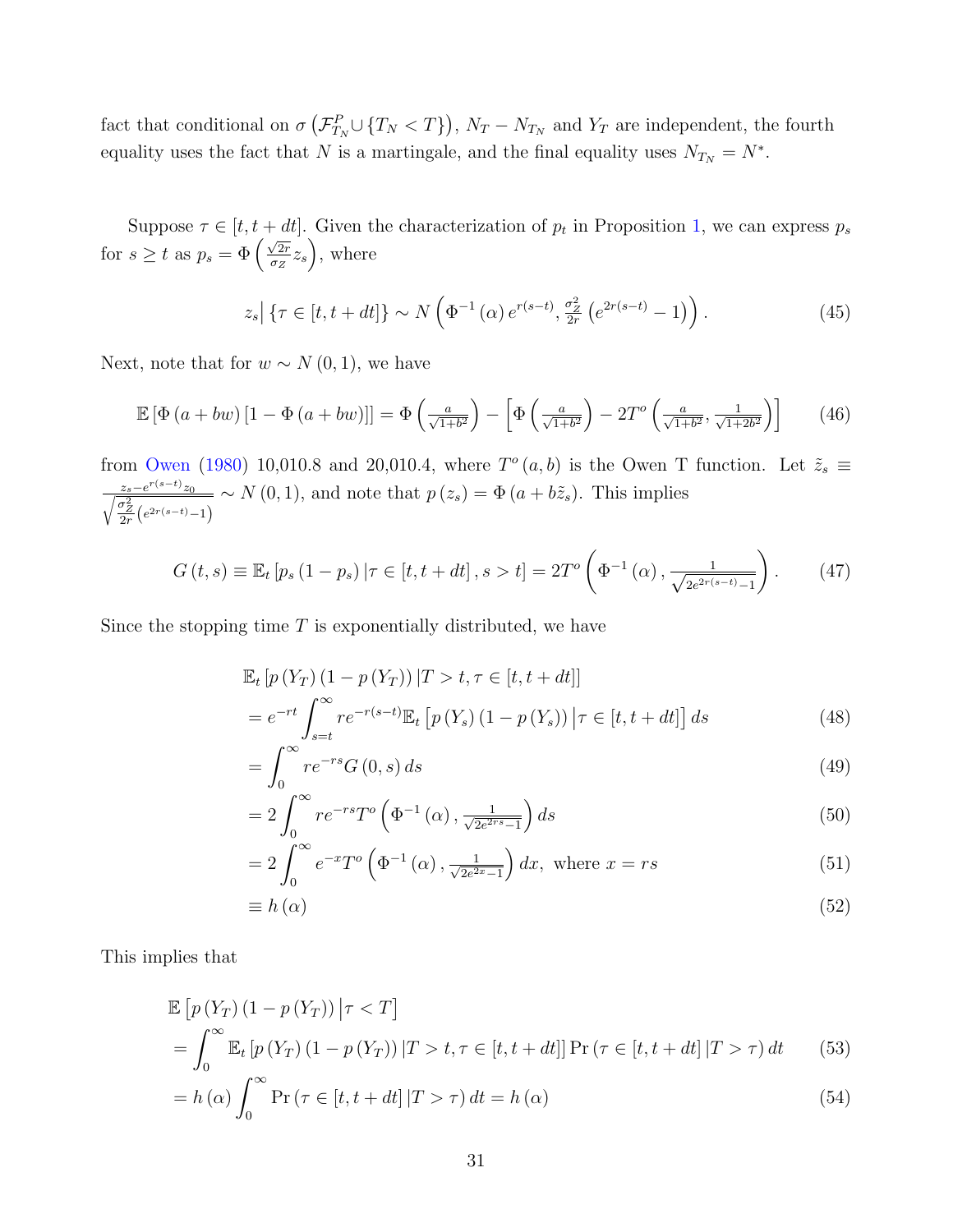fact that conditional on $\sigma\left(\mathcal{F}^P_{T_N} \cup \{T_N < T\}\right)$, $N_T - N_{T_N}$ and $Y_T$ are independent, the fourth equality uses the fact that $N$ is a martingale, and the final equality uses $N_{T_N} = N^*$.

Suppose $\tau \in [t, t+dt]$. Given the characterization of $p_t$ in Proposition 1, we can express $p_s$ for $s \geq t$ as $p_s = \Phi\left(\frac{\sqrt{2r}}{\sigma_Z} z_s\right)$, where

$$z_s \big| \{\tau \in [t, t+dt]\} \sim N\left(\Phi^{-1}(\alpha)\, e^{r(s-t)}, \tfrac{\sigma_Z^2}{2r}\left(e^{2r(s-t)} - 1\right)\right). \tag{45}$$

Next, note that for $w \sim N(0,1)$, we have

$$\mathbb{E}\left[\Phi(a+bw)\left[1 - \Phi(a+bw)\right]\right] = \Phi\left(\tfrac{a}{\sqrt{1+b^2}}\right) - \left[\Phi\left(\tfrac{a}{\sqrt{1+b^2}}\right) - 2T^o\left(\tfrac{a}{\sqrt{1+b^2}}, \tfrac{1}{\sqrt{1+2b^2}}\right)\right] \tag{46}$$

from Owen (1980) 10,010.8 and 20,010.4, where $T^o(a,b)$ is the Owen T function. Let $\tilde{z}_s \equiv \frac{z_s - e^{r(s-t)} z_0}{\sqrt{\frac{\sigma_Z^2}{2r}\left(e^{2r(s-t)}-1\right)}} \sim N(0,1)$, and note that $p(z_s) = \Phi(a + b\tilde{z}_s)$. This implies

$$G(t,s) \equiv \mathbb{E}_t\left[p_s(1-p_s)\,|\tau \in [t,t+dt], s > t\right] = 2T^o\left(\Phi^{-1}(\alpha), \tfrac{1}{\sqrt{2e^{2r(s-t)}-1}}\right). \tag{47}$$

Since the stopping time $T$ is exponentially distributed, we have

$$\begin{aligned}
&\mathbb{E}_t\left[p(Y_T)(1-p(Y_T))\,|T > t, \tau \in [t,t+dt]\right] \\
&= e^{-rt}\int_{s=t}^{\infty} re^{-r(s-t)}\mathbb{E}_t\left[p(Y_s)(1-p(Y_s))\big|\tau \in [t,t+dt]\right] ds && (48)\\
&= \int_0^{\infty} re^{-rs} G(0,s)\, ds && (49)\\
&= 2\int_0^{\infty} re^{-rs} T^o\left(\Phi^{-1}(\alpha), \tfrac{1}{\sqrt{2e^{2rs}-1}}\right) ds && (50)\\
&= 2\int_0^{\infty} e^{-x} T^o\left(\Phi^{-1}(\alpha), \tfrac{1}{\sqrt{2e^{2x}-1}}\right) dx, \text{ where } x = rs && (51)\\
&\equiv h(\alpha) && (52)
\end{aligned}$$

This implies that

$$\begin{aligned}
&\mathbb{E}\left[p(Y_T)(1-p(Y_T))\big|\tau < T\right] \\
&= \int_0^{\infty}\mathbb{E}_t\left[p(Y_T)(1-p(Y_T))\,|T > t, \tau \in [t,t+dt]\right]\Pr(\tau \in [t,t+dt]\,|T > \tau)\, dt && (53)\\
&= h(\alpha)\int_0^{\infty}\Pr(\tau \in [t,t+dt]\,|T > \tau)\, dt = h(\alpha) && (54)
\end{aligned}$$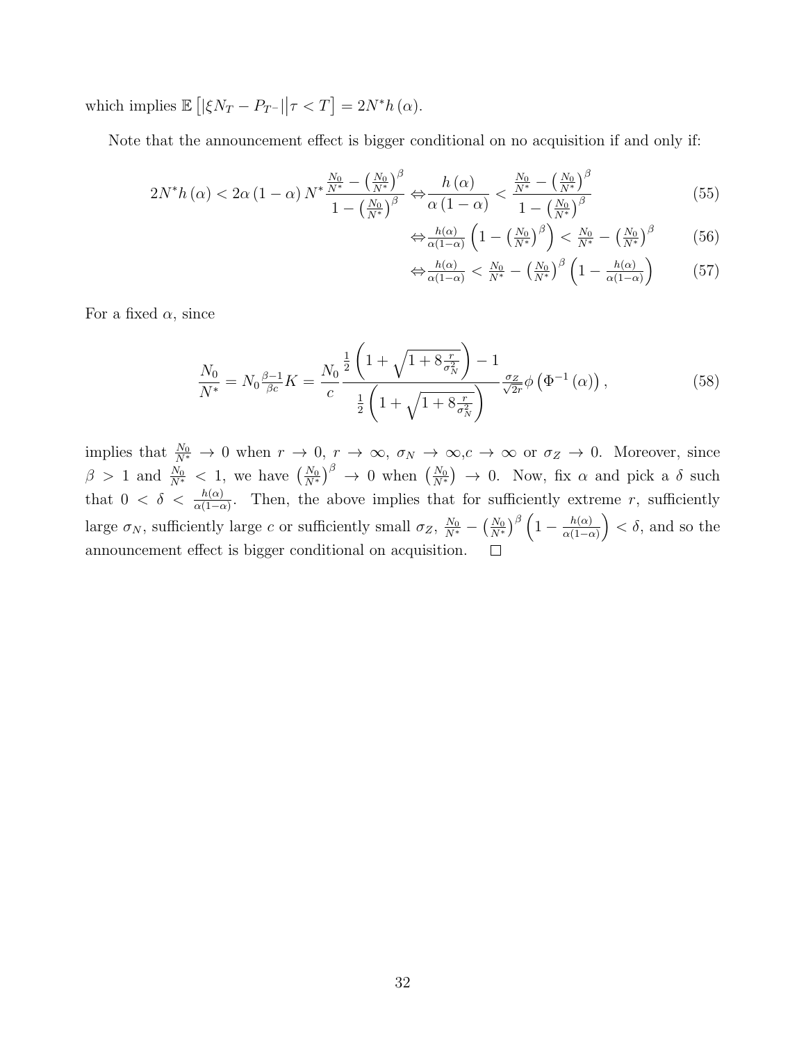which implies $\mathbb{E}\left[|\xi N_T - P_{T^-}|\middle|\tau < T\right] = 2N^* h(\alpha)$.

Note that the announcement effect is bigger conditional on no acquisition if and only if:

$$2N^* h(\alpha) < 2\alpha(1-\alpha) N^* \frac{\frac{N_0}{N^*} - \left(\frac{N_0}{N^*}\right)^\beta}{1 - \left(\frac{N_0}{N^*}\right)^\beta} \Leftrightarrow \frac{h(\alpha)}{\alpha(1-\alpha)} < \frac{\frac{N_0}{N^*} - \left(\frac{N_0}{N^*}\right)^\beta}{1 - \left(\frac{N_0}{N^*}\right)^\beta} \tag{55}$$

$$\Leftrightarrow \frac{h(\alpha)}{\alpha(1-\alpha)}\left(1 - \left(\frac{N_0}{N^*}\right)^\beta\right) < \frac{N_0}{N^*} - \left(\frac{N_0}{N^*}\right)^\beta \tag{56}$$

$$\Leftrightarrow \frac{h(\alpha)}{\alpha(1-\alpha)} < \frac{N_0}{N^*} - \left(\frac{N_0}{N^*}\right)^\beta \left(1 - \frac{h(\alpha)}{\alpha(1-\alpha)}\right) \tag{57}$$

For a fixed $\alpha$, since

$$\frac{N_0}{N^*} = N_0 \frac{\beta - 1}{\beta c} K = \frac{N_0}{c} \frac{\frac{1}{2}\left(1 + \sqrt{1 + 8\frac{r}{\sigma_N^2}}\right) - 1}{\frac{1}{2}\left(1 + \sqrt{1 + 8\frac{r}{\sigma_N^2}}\right)} \frac{\sigma_Z}{\sqrt{2r}} \phi\left(\Phi^{-1}(\alpha)\right), \tag{58}$$

implies that $\frac{N_0}{N^*} \to 0$ when $r \to 0$, $r \to \infty$, $\sigma_N \to \infty$, $c \to \infty$ or $\sigma_Z \to 0$. Moreover, since $\beta > 1$ and $\frac{N_0}{N^*} < 1$, we have $\left(\frac{N_0}{N^*}\right)^\beta \to 0$ when $\left(\frac{N_0}{N^*}\right) \to 0$. Now, fix $\alpha$ and pick a $\delta$ such that $0 < \delta < \frac{h(\alpha)}{\alpha(1-\alpha)}$. Then, the above implies that for sufficiently extreme $r$, sufficiently large $\sigma_N$, sufficiently large $c$ or sufficiently small $\sigma_Z$, $\frac{N_0}{N^*} - \left(\frac{N_0}{N^*}\right)^\beta \left(1 - \frac{h(\alpha)}{\alpha(1-\alpha)}\right) < \delta$, and so the announcement effect is bigger conditional on acquisition. $\square$